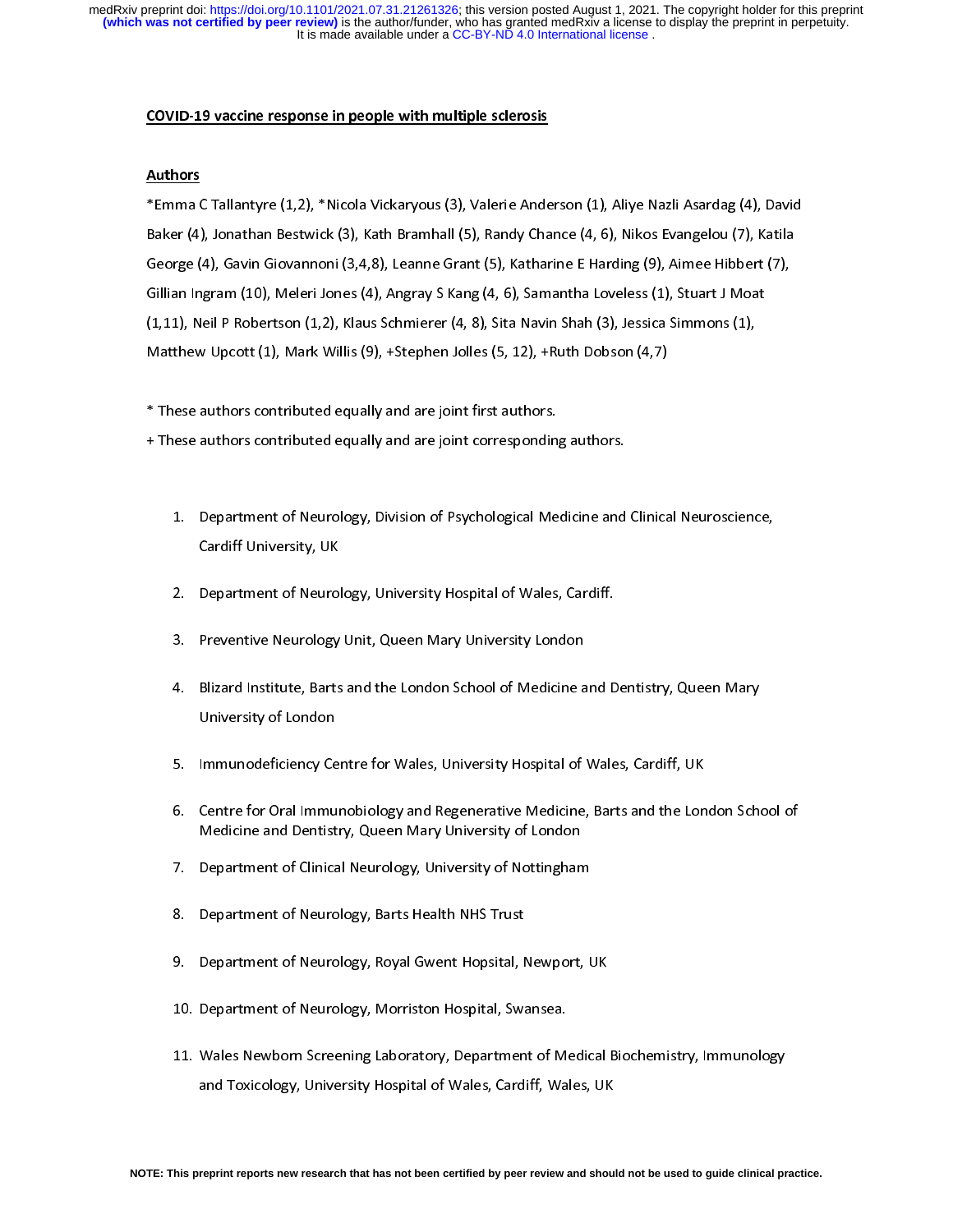# COVID-19 vaccine response in people with multiple sclerosis

## Authors

*Emma C Tallantyre (1,2), *Nicola Vickaryous (3), Valerie Anderson (1), Aliye Nazli Asardag (4), David Baker (4), Jonathan Bestwick (3), Kath Bramhall (5), Randy Chance (4, 6), Nikos Evangelou (7), Katila George (4), Gavin Giovannoni (3,4,8), Leanne Grant (5), Katharine E Harding (9), Aimee Hibbert (7), Gillian Ingram (10), Meleri Jones (4), Angray S Kang (4, 6), Samantha Loveless (1), Stuart J Moat (1,11), Neil P Robertson (1,2), Klaus Schmierer (4, 8), Sita Navin Shah (3), Jessica Simmons (1), Matthew Upcott (1), Mark Willis (9), +Stephen Jolles (5, 12), +Ruth Dobson (4,7)

* These authors contributed equally and are joint first authors.

+ These authors contributed equally and are joint corresponding authors.

1. Department of Neurology, Division of Psychological Medicine and Clinical Neuroscience, Cardiff University, UK
2. Department of Neurology, University Hospital of Wales, Cardiff.
3. Preventive Neurology Unit, Queen Mary University London
4. Blizard Institute, Barts and the London School of Medicine and Dentistry, Queen Mary University of London
5. Immunodeficiency Centre for Wales, University Hospital of Wales, Cardiff, UK
6. Centre for Oral Immunobiology and Regenerative Medicine, Barts and the London School of Medicine and Dentistry, Queen Mary University of London
7. Department of Clinical Neurology, University of Nottingham
8. Department of Neurology, Barts Health NHS Trust
9. Department of Neurology, Royal Gwent Hopsital, Newport, UK
10. Department of Neurology, Morriston Hospital, Swansea.
11. Wales Newborn Screening Laboratory, Department of Medical Biochemistry, Immunology and Toxicology, University Hospital of Wales, Cardiff, Wales, UK

NOTE: This preprint reports new research that has not been certified by peer review and should not be used to guide clinical practice.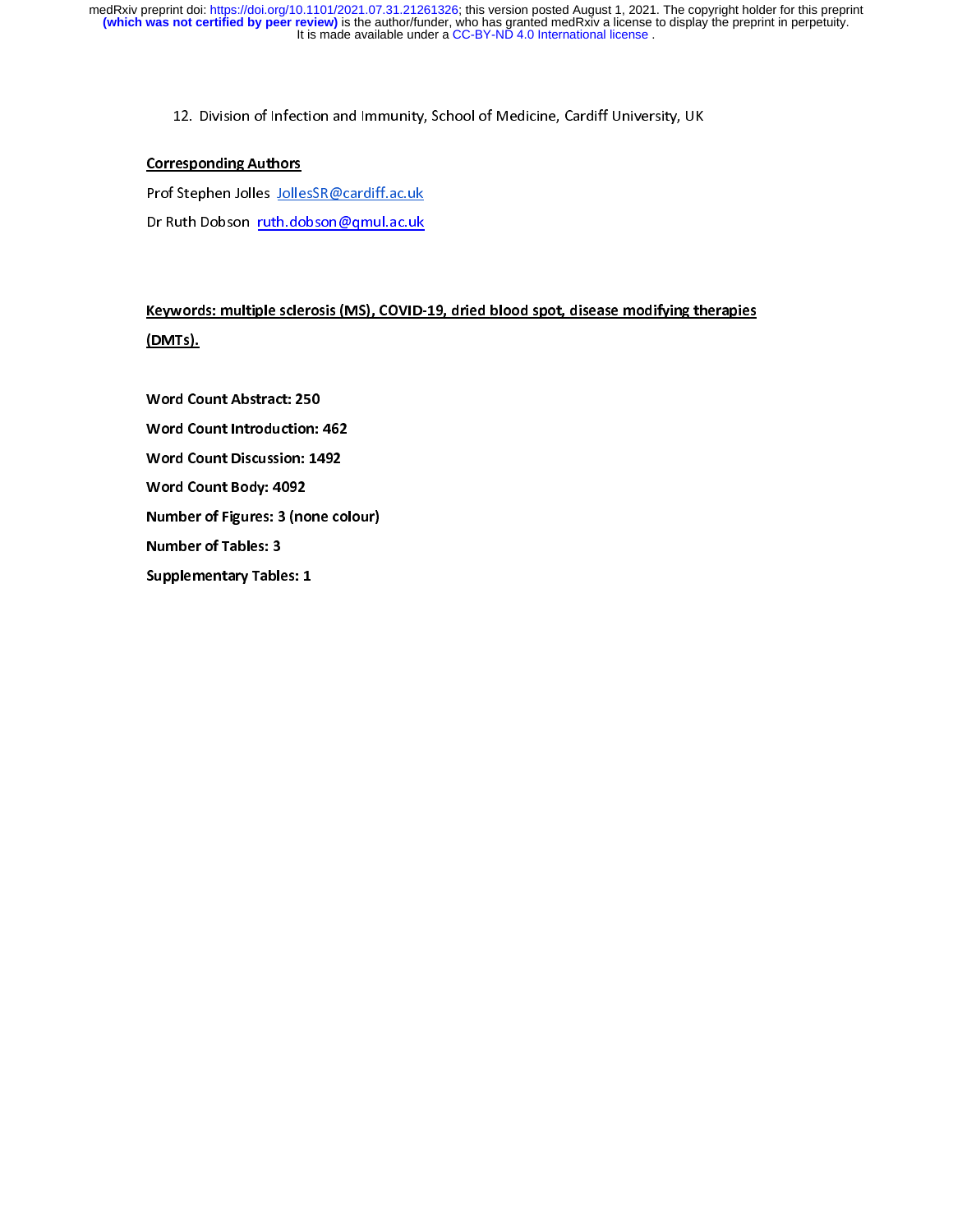12. Division of Infection and Immunity, School of Medicine, Cardiff University, UK

**Corresponding Authors**

Prof Stephen Jolles JollesSR@cardiff.ac.uk

Dr Ruth Dobson ruth.dobson@qmul.ac.uk

**Keywords: multiple sclerosis (MS), COVID-19, dried blood spot, disease modifying therapies (DMTs).**

**Word Count Abstract: 250**

**Word Count Introduction: 462**

**Word Count Discussion: 1492**

**Word Count Body: 4092**

**Number of Figures: 3 (none colour)**

**Number of Tables: 3**

**Supplementary Tables: 1**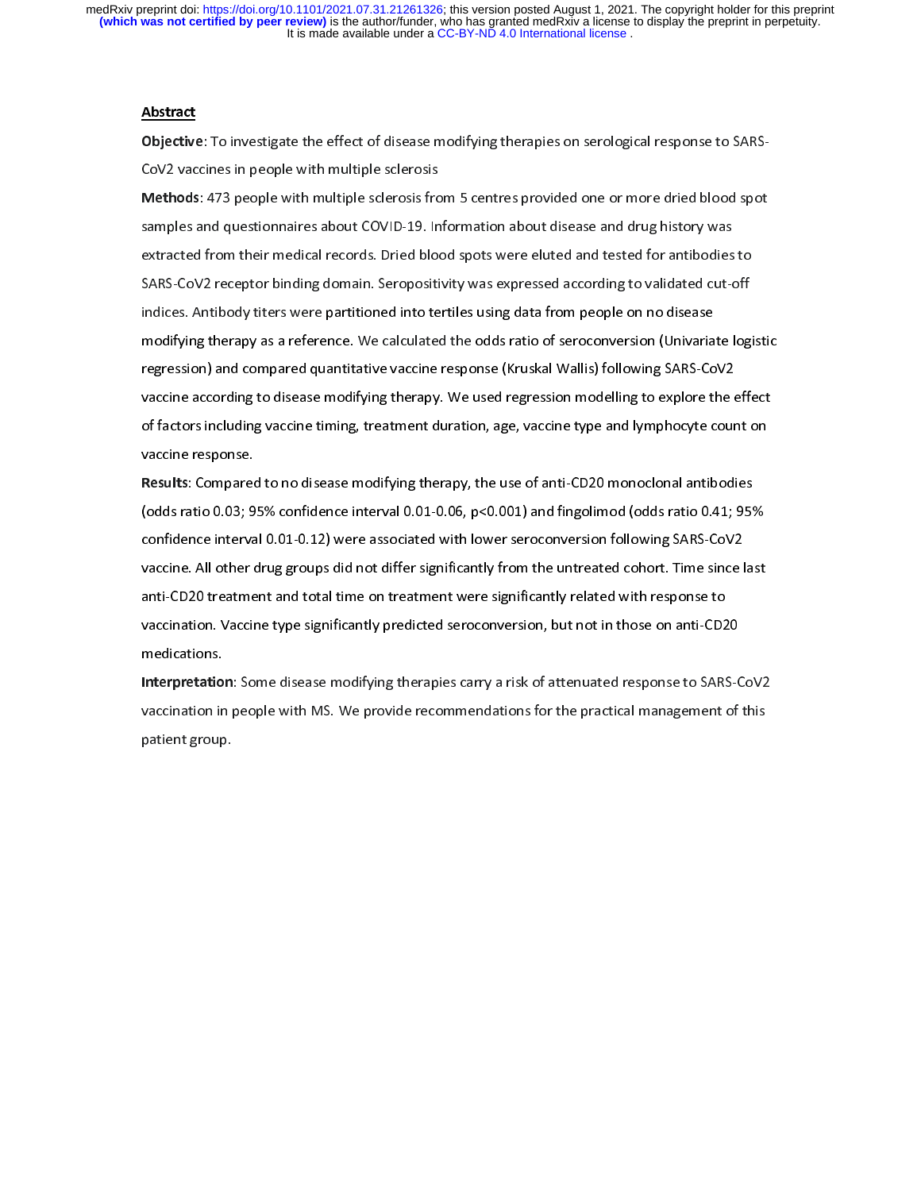## Abstract

**Objective**: To investigate the effect of disease modifying therapies on serological response to SARS-CoV2 vaccines in people with multiple sclerosis

**Methods**: 473 people with multiple sclerosis from 5 centres provided one or more dried blood spot samples and questionnaires about COVID-19. Information about disease and drug history was extracted from their medical records. Dried blood spots were eluted and tested for antibodies to SARS-CoV2 receptor binding domain. Seropositivity was expressed according to validated cut-off indices. Antibody titers were partitioned into tertiles using data from people on no disease modifying therapy as a reference. We calculated the odds ratio of seroconversion (Univariate logistic regression) and compared quantitative vaccine response (Kruskal Wallis) following SARS-CoV2 vaccine according to disease modifying therapy. We used regression modelling to explore the effect of factors including vaccine timing, treatment duration, age, vaccine type and lymphocyte count on vaccine response.

**Results**: Compared to no disease modifying therapy, the use of anti-CD20 monoclonal antibodies (odds ratio 0.03; 95% confidence interval 0.01-0.06, $p<0.001$) and fingolimod (odds ratio 0.41; 95% confidence interval 0.01-0.12) were associated with lower seroconversion following SARS-CoV2 vaccine. All other drug groups did not differ significantly from the untreated cohort. Time since last anti-CD20 treatment and total time on treatment were significantly related with response to vaccination. Vaccine type significantly predicted seroconversion, but not in those on anti-CD20 medications.

**Interpretation**: Some disease modifying therapies carry a risk of attenuated response to SARS-CoV2 vaccination in people with MS. We provide recommendations for the practical management of this patient group.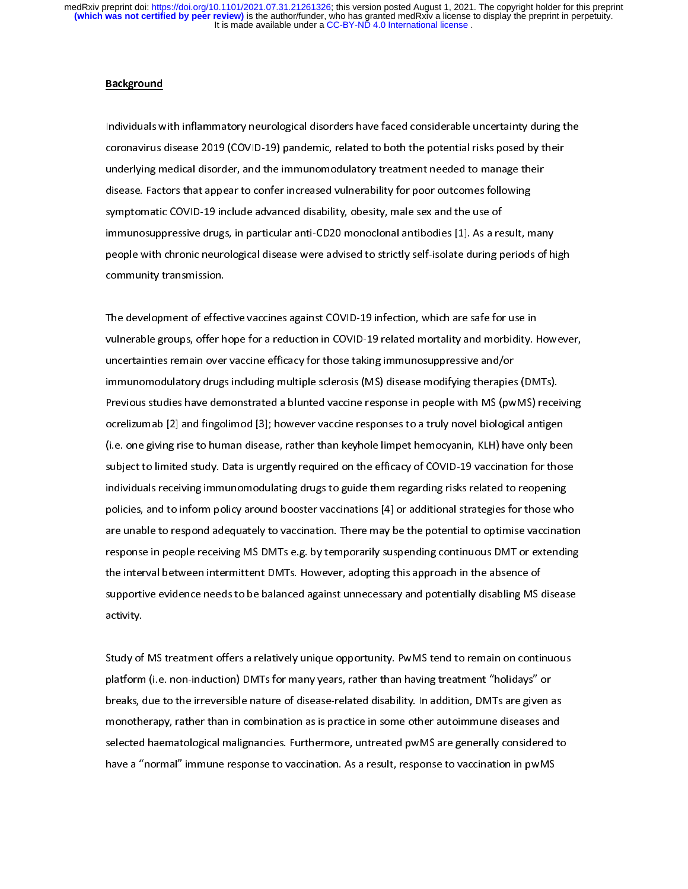## Background

Individuals with inflammatory neurological disorders have faced considerable uncertainty during the coronavirus disease 2019 (COVID-19) pandemic, related to both the potential risks posed by their underlying medical disorder, and the immunomodulatory treatment needed to manage their disease. Factors that appear to confer increased vulnerability for poor outcomes following symptomatic COVID-19 include advanced disability, obesity, male sex and the use of immunosuppressive drugs, in particular anti-CD20 monoclonal antibodies [1]. As a result, many people with chronic neurological disease were advised to strictly self-isolate during periods of high community transmission.

The development of effective vaccines against COVID-19 infection, which are safe for use in vulnerable groups, offer hope for a reduction in COVID-19 related mortality and morbidity. However, uncertainties remain over vaccine efficacy for those taking immunosuppressive and/or immunomodulatory drugs including multiple sclerosis (MS) disease modifying therapies (DMTs). Previous studies have demonstrated a blunted vaccine response in people with MS (pwMS) receiving ocrelizumab [2] and fingolimod [3]; however vaccine responses to a truly novel biological antigen (i.e. one giving rise to human disease, rather than keyhole limpet hemocyanin, KLH) have only been subject to limited study. Data is urgently required on the efficacy of COVID-19 vaccination for those individuals receiving immunomodulating drugs to guide them regarding risks related to reopening policies, and to inform policy around booster vaccinations [4] or additional strategies for those who are unable to respond adequately to vaccination. There may be the potential to optimise vaccination response in people receiving MS DMTs e.g. by temporarily suspending continuous DMT or extending the interval between intermittent DMTs. However, adopting this approach in the absence of supportive evidence needs to be balanced against unnecessary and potentially disabling MS disease activity.

Study of MS treatment offers a relatively unique opportunity. PwMS tend to remain on continuous platform (i.e. non-induction) DMTs for many years, rather than having treatment "holidays" or breaks, due to the irreversible nature of disease-related disability. In addition, DMTs are given as monotherapy, rather than in combination as is practice in some other autoimmune diseases and selected haematological malignancies. Furthermore, untreated pwMS are generally considered to have a "normal" immune response to vaccination. As a result, response to vaccination in pwMS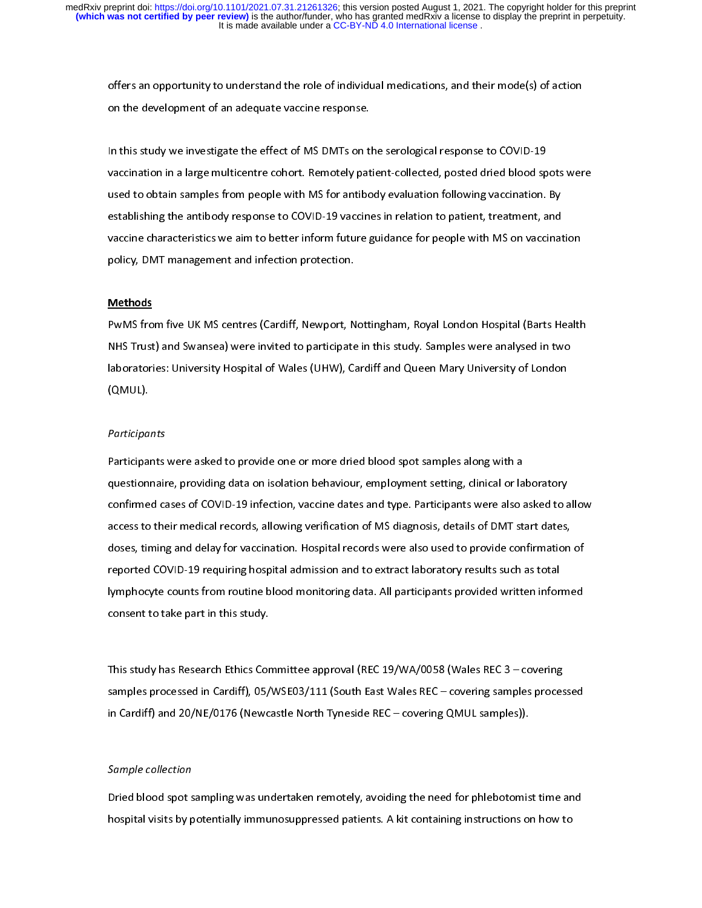offers an opportunity to understand the role of individual medications, and their mode(s) of action on the development of an adequate vaccine response.

In this study we investigate the effect of MS DMTs on the serological response to COVID-19 vaccination in a large multicentre cohort. Remotely patient-collected, posted dried blood spots were used to obtain samples from people with MS for antibody evaluation following vaccination. By establishing the antibody response to COVID-19 vaccines in relation to patient, treatment, and vaccine characteristics we aim to better inform future guidance for people with MS on vaccination policy, DMT management and infection protection.

## Methods

PwMS from five UK MS centres (Cardiff, Newport, Nottingham, Royal London Hospital (Barts Health NHS Trust) and Swansea) were invited to participate in this study. Samples were analysed in two laboratories: University Hospital of Wales (UHW), Cardiff and Queen Mary University of London (QMUL).

### *Participants*

Participants were asked to provide one or more dried blood spot samples along with a questionnaire, providing data on isolation behaviour, employment setting, clinical or laboratory confirmed cases of COVID-19 infection, vaccine dates and type. Participants were also asked to allow access to their medical records, allowing verification of MS diagnosis, details of DMT start dates, doses, timing and delay for vaccination. Hospital records were also used to provide confirmation of reported COVID-19 requiring hospital admission and to extract laboratory results such as total lymphocyte counts from routine blood monitoring data. All participants provided written informed consent to take part in this study.

This study has Research Ethics Committee approval (REC 19/WA/0058 (Wales REC 3 – covering samples processed in Cardiff), 05/WSE03/111 (South East Wales REC – covering samples processed in Cardiff) and 20/NE/0176 (Newcastle North Tyneside REC – covering QMUL samples)).

### *Sample collection*

Dried blood spot sampling was undertaken remotely, avoiding the need for phlebotomist time and hospital visits by potentially immunosuppressed patients. A kit containing instructions on how to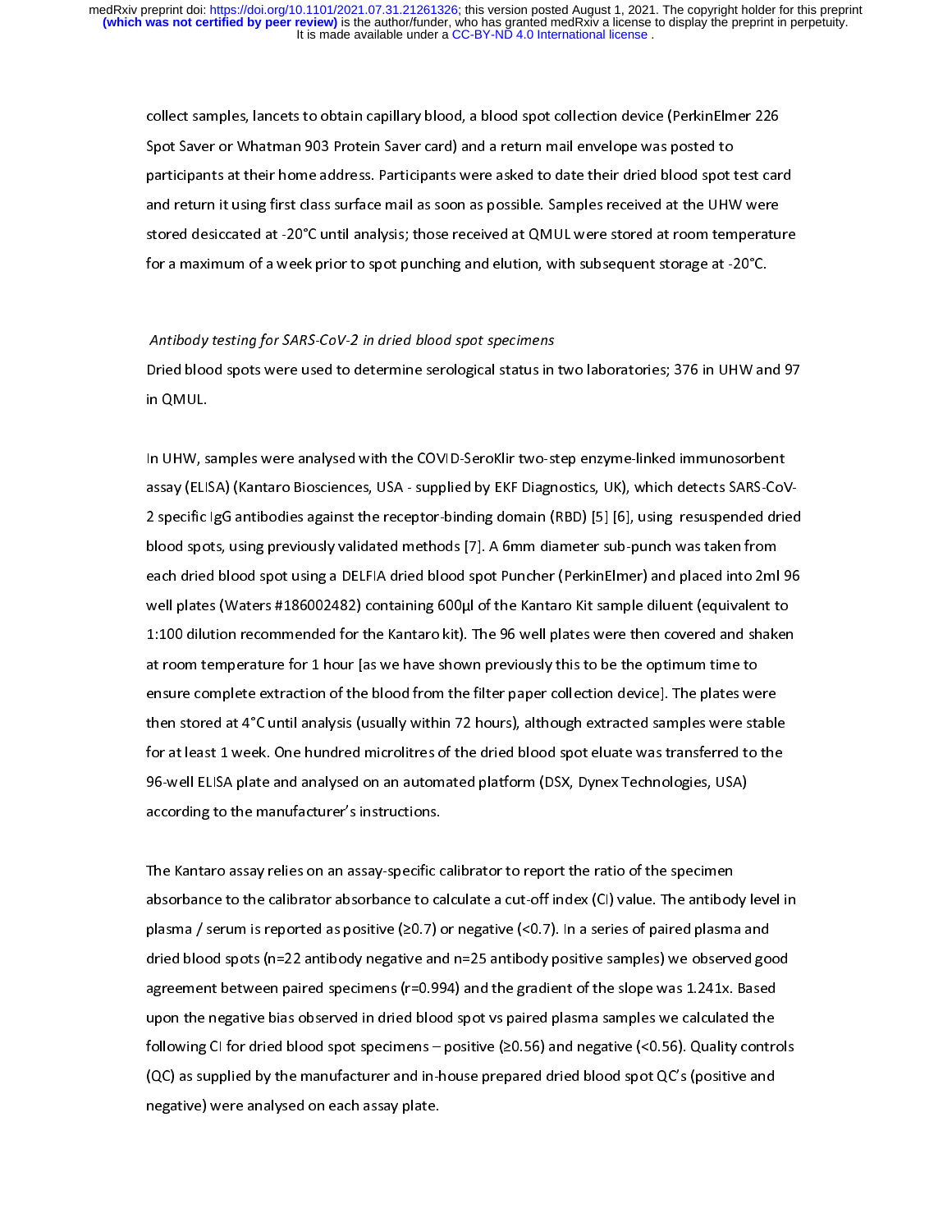collect samples, lancets to obtain capillary blood, a blood spot collection device (PerkinElmer 226 Spot Saver or Whatman 903 Protein Saver card) and a return mail envelope was posted to participants at their home address. Participants were asked to date their dried blood spot test card and return it using first class surface mail as soon as possible. Samples received at the UHW were stored desiccated at -20°C until analysis; those received at QMUL were stored at room temperature for a maximum of a week prior to spot punching and elution, with subsequent storage at -20°C.

*Antibody testing for SARS-CoV-2 in dried blood spot specimens*

Dried blood spots were used to determine serological status in two laboratories; 376 in UHW and 97 in QMUL.

In UHW, samples were analysed with the COVID-SeroKlir two-step enzyme-linked immunosorbent assay (ELISA) (Kantaro Biosciences, USA - supplied by EKF Diagnostics, UK), which detects SARS-CoV-2 specific IgG antibodies against the receptor-binding domain (RBD) [5] [6], using resuspended dried blood spots, using previously validated methods [7]. A 6mm diameter sub-punch was taken from each dried blood spot using a DELFIA dried blood spot Puncher (PerkinElmer) and placed into 2ml 96 well plates (Waters #186002482) containing 600µl of the Kantaro Kit sample diluent (equivalent to 1:100 dilution recommended for the Kantaro kit). The 96 well plates were then covered and shaken at room temperature for 1 hour [as we have shown previously this to be the optimum time to ensure complete extraction of the blood from the filter paper collection device]. The plates were then stored at 4°C until analysis (usually within 72 hours), although extracted samples were stable for at least 1 week. One hundred microlitres of the dried blood spot eluate was transferred to the 96-well ELISA plate and analysed on an automated platform (DSX, Dynex Technologies, USA) according to the manufacturer's instructions.

The Kantaro assay relies on an assay-specific calibrator to report the ratio of the specimen absorbance to the calibrator absorbance to calculate a cut-off index (CI) value. The antibody level in plasma / serum is reported as positive (≥0.7) or negative (<0.7). In a series of paired plasma and dried blood spots (n=22 antibody negative and n=25 antibody positive samples) we observed good agreement between paired specimens (r=0.994) and the gradient of the slope was 1.241x. Based upon the negative bias observed in dried blood spot vs paired plasma samples we calculated the following CI for dried blood spot specimens – positive (≥0.56) and negative (<0.56). Quality controls (QC) as supplied by the manufacturer and in-house prepared dried blood spot QC's (positive and negative) were analysed on each assay plate.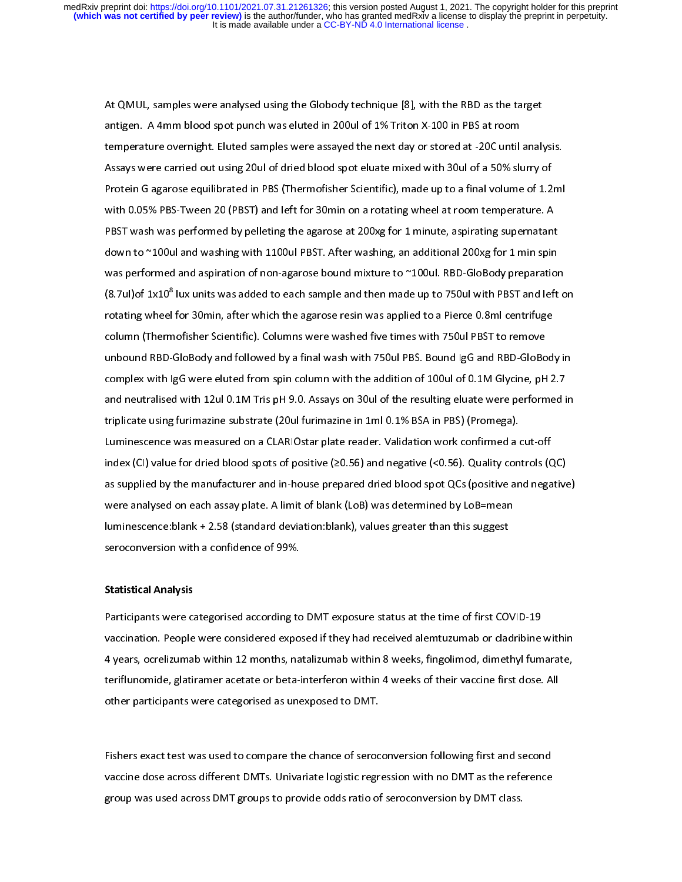At QMUL, samples were analysed using the Globody technique [8], with the RBD as the target antigen. A 4mm blood spot punch was eluted in 200ul of 1% Triton X-100 in PBS at room temperature overnight. Eluted samples were assayed the next day or stored at -20C until analysis. Assays were carried out using 20ul of dried blood spot eluate mixed with 30ul of a 50% slurry of Protein G agarose equilibrated in PBS (Thermofisher Scientific), made up to a final volume of 1.2ml with 0.05% PBS-Tween 20 (PBST) and left for 30min on a rotating wheel at room temperature. A PBST wash was performed by pelleting the agarose at 200xg for 1 minute, aspirating supernatant down to ~100ul and washing with 1100ul PBST. After washing, an additional 200xg for 1 min spin was performed and aspiration of non-agarose bound mixture to ~100ul. RBD-GloBody preparation (8.7ul)of $1x10^8$ lux units was added to each sample and then made up to 750ul with PBST and left on rotating wheel for 30min, after which the agarose resin was applied to a Pierce 0.8ml centrifuge column (Thermofisher Scientific). Columns were washed five times with 750ul PBST to remove unbound RBD-GloBody and followed by a final wash with 750ul PBS. Bound IgG and RBD-GloBody in complex with IgG were eluted from spin column with the addition of 100ul of 0.1M Glycine, pH 2.7 and neutralised with 12ul 0.1M Tris pH 9.0. Assays on 30ul of the resulting eluate were performed in triplicate using furimazine substrate (20ul furimazine in 1ml 0.1% BSA in PBS) (Promega). Luminescence was measured on a CLARIOstar plate reader. Validation work confirmed a cut-off index (CI) value for dried blood spots of positive (≥0.56) and negative (<0.56). Quality controls (QC) as supplied by the manufacturer and in-house prepared dried blood spot QCs (positive and negative) were analysed on each assay plate. A limit of blank (LoB) was determined by LoB=mean luminescence:blank + 2.58 (standard deviation:blank), values greater than this suggest seroconversion with a confidence of 99%.

## Statistical Analysis

Participants were categorised according to DMT exposure status at the time of first COVID-19 vaccination. People were considered exposed if they had received alemtuzumab or cladribine within 4 years, ocrelizumab within 12 months, natalizumab within 8 weeks, fingolimod, dimethyl fumarate, teriflunomide, glatiramer acetate or beta-interferon within 4 weeks of their vaccine first dose. All other participants were categorised as unexposed to DMT.

Fishers exact test was used to compare the chance of seroconversion following first and second vaccine dose across different DMTs. Univariate logistic regression with no DMT as the reference group was used across DMT groups to provide odds ratio of seroconversion by DMT class.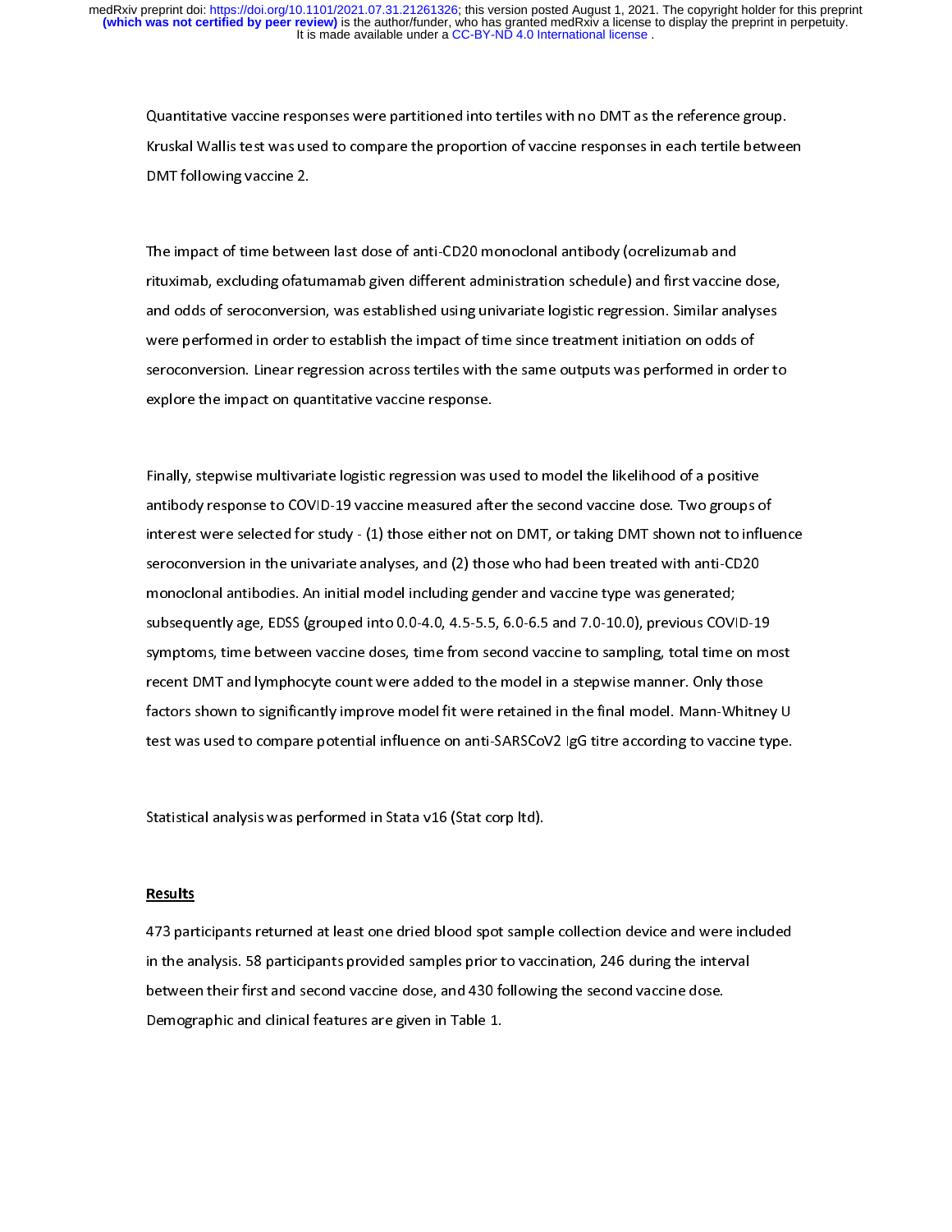Quantitative vaccine responses were partitioned into tertiles with no DMT as the reference group. Kruskal Wallis test was used to compare the proportion of vaccine responses in each tertile between DMT following vaccine 2.

The impact of time between last dose of anti-CD20 monoclonal antibody (ocrelizumab and rituximab, excluding ofatumamab given different administration schedule) and first vaccine dose, and odds of seroconversion, was established using univariate logistic regression. Similar analyses were performed in order to establish the impact of time since treatment initiation on odds of seroconversion. Linear regression across tertiles with the same outputs was performed in order to explore the impact on quantitative vaccine response.

Finally, stepwise multivariate logistic regression was used to model the likelihood of a positive antibody response to COVID-19 vaccine measured after the second vaccine dose. Two groups of interest were selected for study - (1) those either not on DMT, or taking DMT shown not to influence seroconversion in the univariate analyses, and (2) those who had been treated with anti-CD20 monoclonal antibodies. An initial model including gender and vaccine type was generated; subsequently age, EDSS (grouped into 0.0-4.0, 4.5-5.5, 6.0-6.5 and 7.0-10.0), previous COVID-19 symptoms, time between vaccine doses, time from second vaccine to sampling, total time on most recent DMT and lymphocyte count were added to the model in a stepwise manner. Only those factors shown to significantly improve model fit were retained in the final model. Mann-Whitney U test was used to compare potential influence on anti-SARSCoV2 IgG titre according to vaccine type.

Statistical analysis was performed in Stata v16 (Stat corp ltd).

## Results

473 participants returned at least one dried blood spot sample collection device and were included in the analysis. 58 participants provided samples prior to vaccination, 246 during the interval between their first and second vaccine dose, and 430 following the second vaccine dose. Demographic and clinical features are given in Table 1.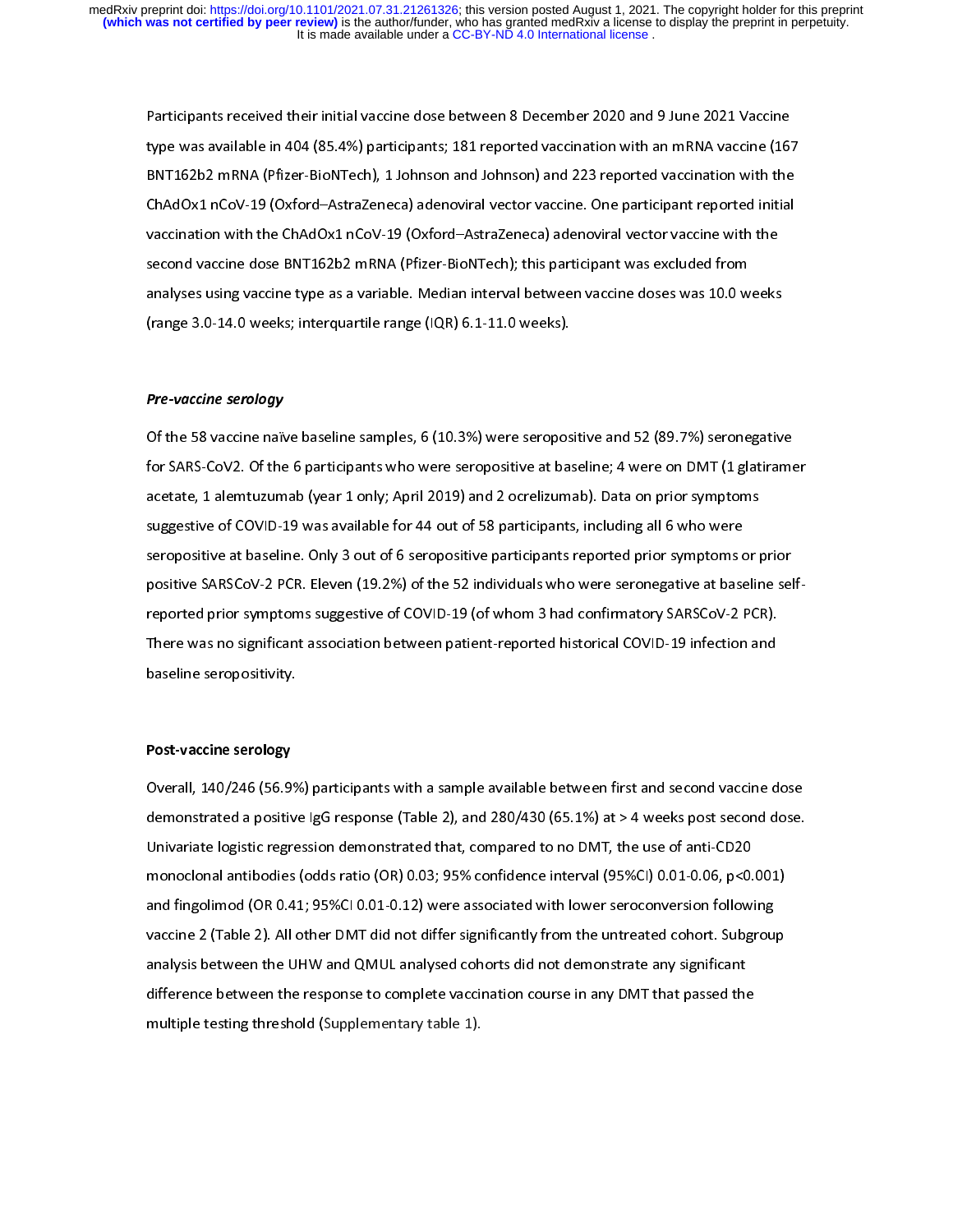Participants received their initial vaccine dose between 8 December 2020 and 9 June 2021 Vaccine type was available in 404 (85.4%) participants; 181 reported vaccination with an mRNA vaccine (167 BNT162b2 mRNA (Pfizer-BioNTech), 1 Johnson and Johnson) and 223 reported vaccination with the ChAdOx1 nCoV-19 (Oxford–AstraZeneca) adenoviral vector vaccine. One participant reported initial vaccination with the ChAdOx1 nCoV-19 (Oxford–AstraZeneca) adenoviral vector vaccine with the second vaccine dose BNT162b2 mRNA (Pfizer-BioNTech); this participant was excluded from analyses using vaccine type as a variable. Median interval between vaccine doses was 10.0 weeks (range 3.0-14.0 weeks; interquartile range (IQR) 6.1-11.0 weeks).

***Pre-vaccine serology***

Of the 58 vaccine naïve baseline samples, 6 (10.3%) were seropositive and 52 (89.7%) seronegative for SARS-CoV2. Of the 6 participants who were seropositive at baseline; 4 were on DMT (1 glatiramer acetate, 1 alemtuzumab (year 1 only; April 2019) and 2 ocrelizumab). Data on prior symptoms suggestive of COVID-19 was available for 44 out of 58 participants, including all 6 who were seropositive at baseline. Only 3 out of 6 seropositive participants reported prior symptoms or prior positive SARSCoV-2 PCR. Eleven (19.2%) of the 52 individuals who were seronegative at baseline self-reported prior symptoms suggestive of COVID-19 (of whom 3 had confirmatory SARSCoV-2 PCR). There was no significant association between patient-reported historical COVID-19 infection and baseline seropositivity.

**Post-vaccine serology**

Overall, 140/246 (56.9%) participants with a sample available between first and second vaccine dose demonstrated a positive IgG response (Table 2), and 280/430 (65.1%) at > 4 weeks post second dose. Univariate logistic regression demonstrated that, compared to no DMT, the use of anti-CD20 monoclonal antibodies (odds ratio (OR) 0.03; 95% confidence interval (95%CI) 0.01-0.06, p<0.001) and fingolimod (OR 0.41; 95%CI 0.01-0.12) were associated with lower seroconversion following vaccine 2 (Table 2). All other DMT did not differ significantly from the untreated cohort. Subgroup analysis between the UHW and QMUL analysed cohorts did not demonstrate any significant difference between the response to complete vaccination course in any DMT that passed the multiple testing threshold (Supplementary table 1).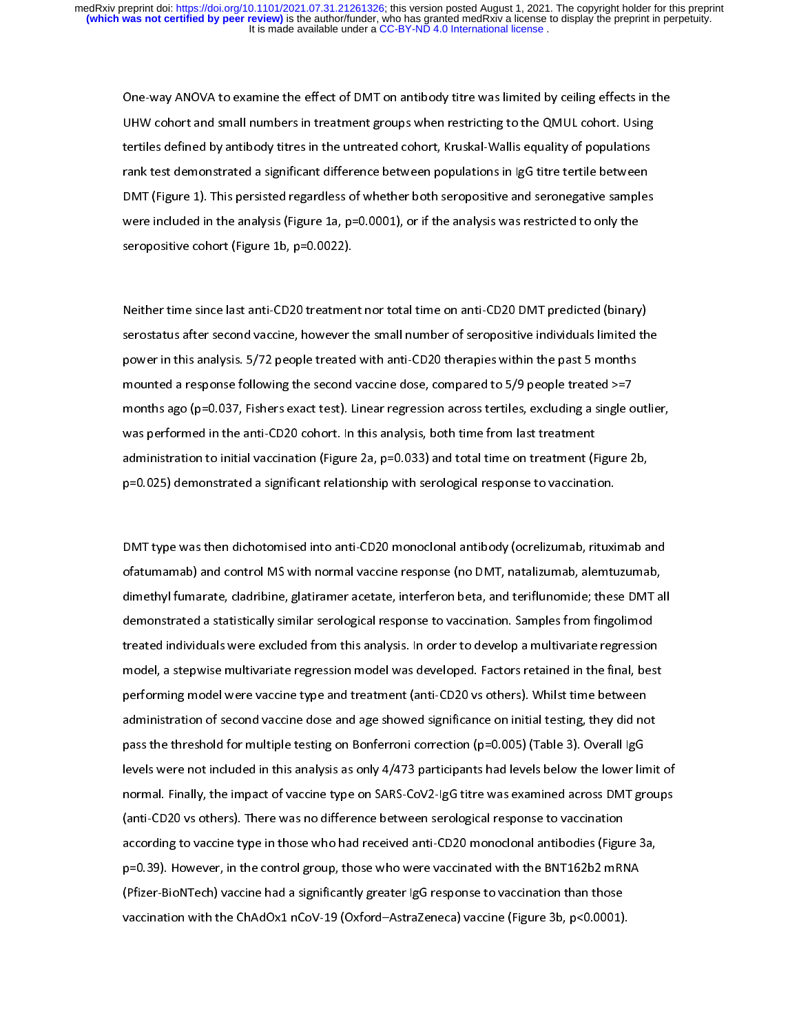One-way ANOVA to examine the effect of DMT on antibody titre was limited by ceiling effects in the UHW cohort and small numbers in treatment groups when restricting to the QMUL cohort. Using tertiles defined by antibody titres in the untreated cohort, Kruskal-Wallis equality of populations rank test demonstrated a significant difference between populations in IgG titre tertile between DMT (Figure 1). This persisted regardless of whether both seropositive and seronegative samples were included in the analysis (Figure 1a, p=0.0001), or if the analysis was restricted to only the seropositive cohort (Figure 1b, p=0.0022).

Neither time since last anti-CD20 treatment nor total time on anti-CD20 DMT predicted (binary) serostatus after second vaccine, however the small number of seropositive individuals limited the power in this analysis. 5/72 people treated with anti-CD20 therapies within the past 5 months mounted a response following the second vaccine dose, compared to 5/9 people treated >=7 months ago (p=0.037, Fishers exact test). Linear regression across tertiles, excluding a single outlier, was performed in the anti-CD20 cohort. In this analysis, both time from last treatment administration to initial vaccination (Figure 2a, p=0.033) and total time on treatment (Figure 2b, p=0.025) demonstrated a significant relationship with serological response to vaccination.

DMT type was then dichotomised into anti-CD20 monoclonal antibody (ocrelizumab, rituximab and ofatumamab) and control MS with normal vaccine response (no DMT, natalizumab, alemtuzumab, dimethyl fumarate, cladribine, glatiramer acetate, interferon beta, and teriflunomide; these DMT all demonstrated a statistically similar serological response to vaccination. Samples from fingolimod treated individuals were excluded from this analysis. In order to develop a multivariate regression model, a stepwise multivariate regression model was developed. Factors retained in the final, best performing model were vaccine type and treatment (anti-CD20 vs others). Whilst time between administration of second vaccine dose and age showed significance on initial testing, they did not pass the threshold for multiple testing on Bonferroni correction (p=0.005) (Table 3). Overall IgG levels were not included in this analysis as only 4/473 participants had levels below the lower limit of normal. Finally, the impact of vaccine type on SARS-CoV2-IgG titre was examined across DMT groups (anti-CD20 vs others). There was no difference between serological response to vaccination according to vaccine type in those who had received anti-CD20 monoclonal antibodies (Figure 3a, p=0.39). However, in the control group, those who were vaccinated with the BNT162b2 mRNA (Pfizer-BioNTech) vaccine had a significantly greater IgG response to vaccination than those vaccination with the ChAdOx1 nCoV-19 (Oxford–AstraZeneca) vaccine (Figure 3b, p<0.0001).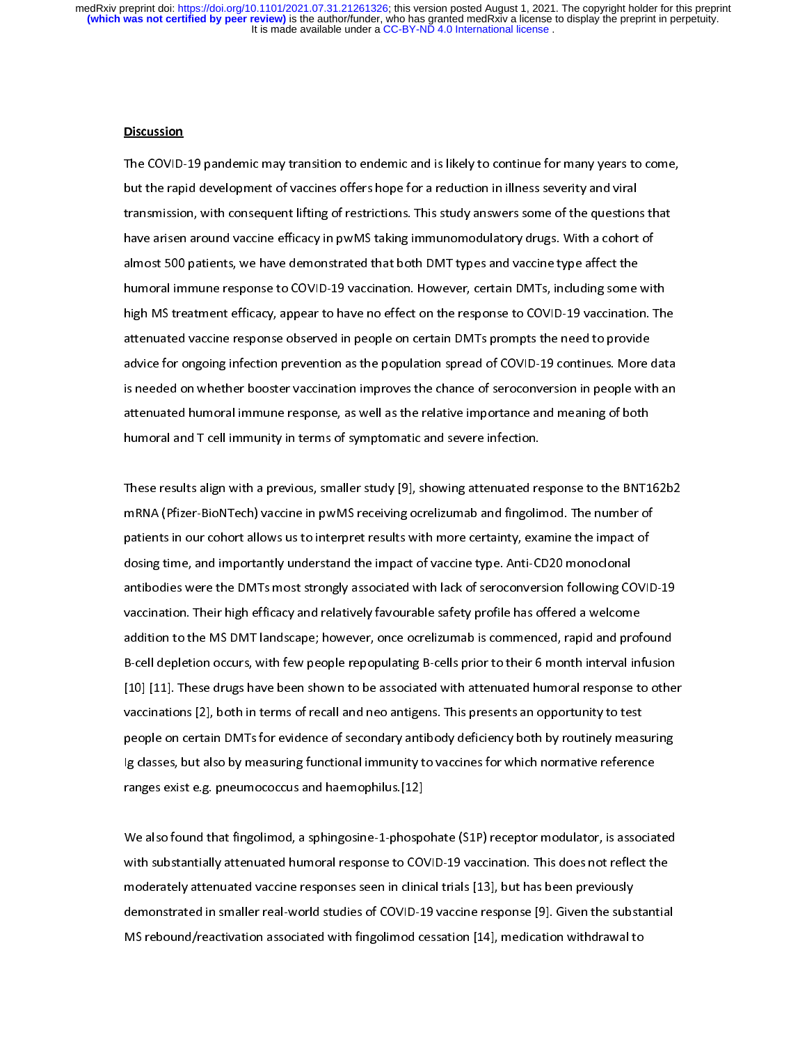## Discussion

The COVID-19 pandemic may transition to endemic and is likely to continue for many years to come, but the rapid development of vaccines offers hope for a reduction in illness severity and viral transmission, with consequent lifting of restrictions. This study answers some of the questions that have arisen around vaccine efficacy in pwMS taking immunomodulatory drugs. With a cohort of almost 500 patients, we have demonstrated that both DMT types and vaccine type affect the humoral immune response to COVID-19 vaccination. However, certain DMTs, including some with high MS treatment efficacy, appear to have no effect on the response to COVID-19 vaccination. The attenuated vaccine response observed in people on certain DMTs prompts the need to provide advice for ongoing infection prevention as the population spread of COVID-19 continues. More data is needed on whether booster vaccination improves the chance of seroconversion in people with an attenuated humoral immune response, as well as the relative importance and meaning of both humoral and T cell immunity in terms of symptomatic and severe infection.

These results align with a previous, smaller study [9], showing attenuated response to the BNT162b2 mRNA (Pfizer-BioNTech) vaccine in pwMS receiving ocrelizumab and fingolimod. The number of patients in our cohort allows us to interpret results with more certainty, examine the impact of dosing time, and importantly understand the impact of vaccine type. Anti-CD20 monoclonal antibodies were the DMTs most strongly associated with lack of seroconversion following COVID-19 vaccination. Their high efficacy and relatively favourable safety profile has offered a welcome addition to the MS DMT landscape; however, once ocrelizumab is commenced, rapid and profound B-cell depletion occurs, with few people repopulating B-cells prior to their 6 month interval infusion [10] [11]. These drugs have been shown to be associated with attenuated humoral response to other vaccinations [2], both in terms of recall and neo antigens. This presents an opportunity to test people on certain DMTs for evidence of secondary antibody deficiency both by routinely measuring Ig classes, but also by measuring functional immunity to vaccines for which normative reference ranges exist e.g. pneumococcus and haemophilus.[12]

We also found that fingolimod, a sphingosine-1-phospohate (S1P) receptor modulator, is associated with substantially attenuated humoral response to COVID-19 vaccination. This does not reflect the moderately attenuated vaccine responses seen in clinical trials [13], but has been previously demonstrated in smaller real-world studies of COVID-19 vaccine response [9]. Given the substantial MS rebound/reactivation associated with fingolimod cessation [14], medication withdrawal to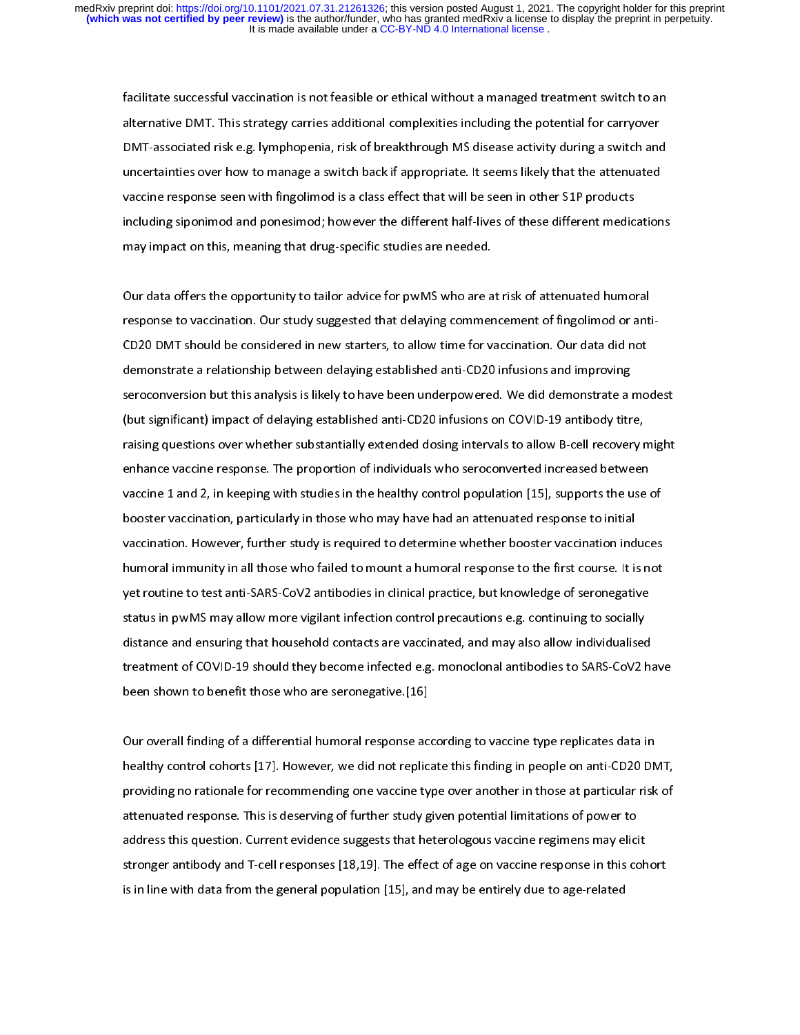facilitate successful vaccination is not feasible or ethical without a managed treatment switch to an alternative DMT. This strategy carries additional complexities including the potential for carryover DMT-associated risk e.g. lymphopenia, risk of breakthrough MS disease activity during a switch and uncertainties over how to manage a switch back if appropriate. It seems likely that the attenuated vaccine response seen with fingolimod is a class effect that will be seen in other S1P products including siponimod and ponesimod; however the different half-lives of these different medications may impact on this, meaning that drug-specific studies are needed.

Our data offers the opportunity to tailor advice for pwMS who are at risk of attenuated humoral response to vaccination. Our study suggested that delaying commencement of fingolimod or anti-CD20 DMT should be considered in new starters, to allow time for vaccination. Our data did not demonstrate a relationship between delaying established anti-CD20 infusions and improving seroconversion but this analysis is likely to have been underpowered. We did demonstrate a modest (but significant) impact of delaying established anti-CD20 infusions on COVID-19 antibody titre, raising questions over whether substantially extended dosing intervals to allow B-cell recovery might enhance vaccine response. The proportion of individuals who seroconverted increased between vaccine 1 and 2, in keeping with studies in the healthy control population [15], supports the use of booster vaccination, particularly in those who may have had an attenuated response to initial vaccination. However, further study is required to determine whether booster vaccination induces humoral immunity in all those who failed to mount a humoral response to the first course. It is not yet routine to test anti-SARS-CoV2 antibodies in clinical practice, but knowledge of seronegative status in pwMS may allow more vigilant infection control precautions e.g. continuing to socially distance and ensuring that household contacts are vaccinated, and may also allow individualised treatment of COVID-19 should they become infected e.g. monoclonal antibodies to SARS-CoV2 have been shown to benefit those who are seronegative.[16]

Our overall finding of a differential humoral response according to vaccine type replicates data in healthy control cohorts [17]. However, we did not replicate this finding in people on anti-CD20 DMT, providing no rationale for recommending one vaccine type over another in those at particular risk of attenuated response. This is deserving of further study given potential limitations of power to address this question. Current evidence suggests that heterologous vaccine regimens may elicit stronger antibody and T-cell responses [18,19]. The effect of age on vaccine response in this cohort is in line with data from the general population [15], and may be entirely due to age-related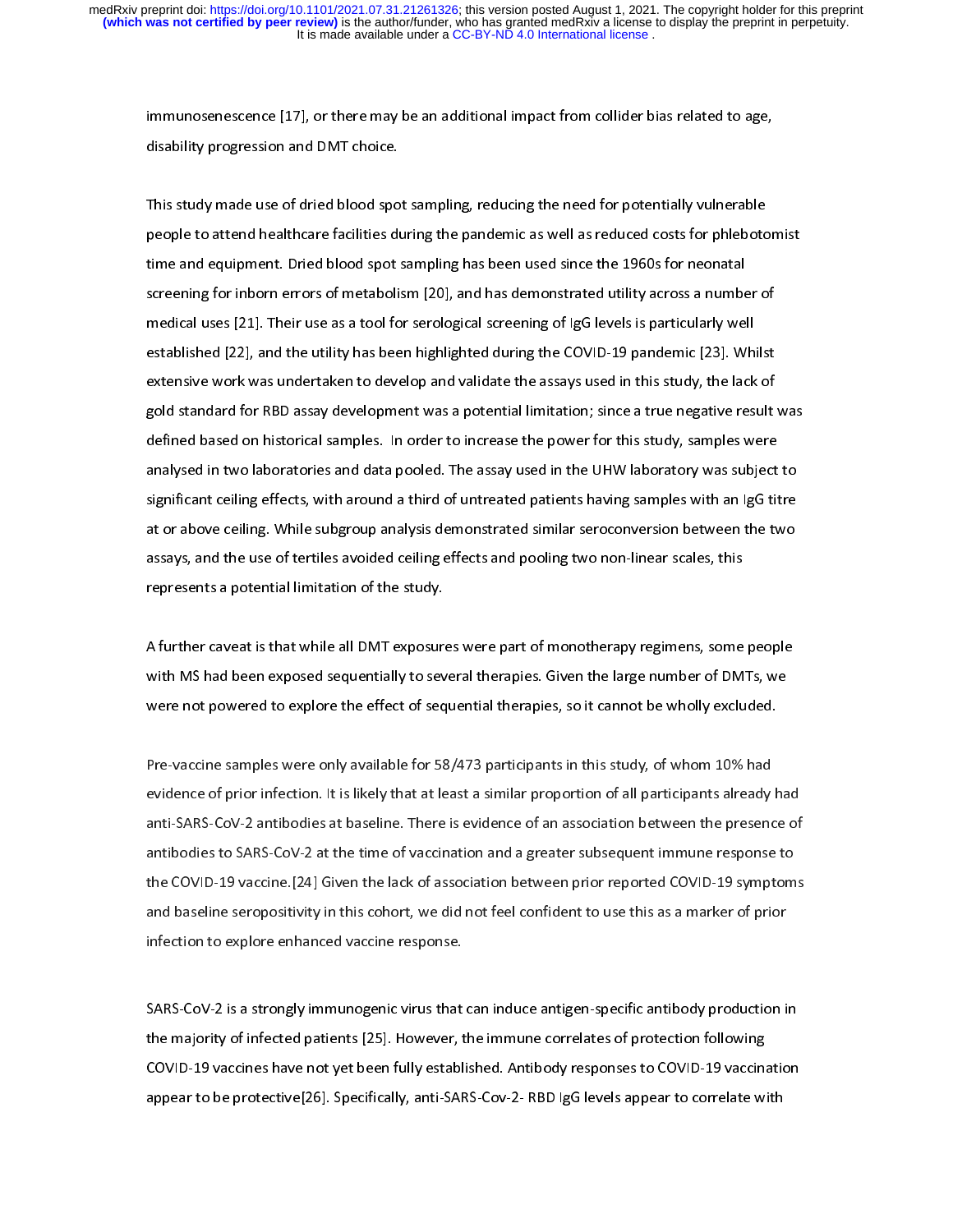immunosenescence [17], or there may be an additional impact from collider bias related to age, disability progression and DMT choice.

This study made use of dried blood spot sampling, reducing the need for potentially vulnerable people to attend healthcare facilities during the pandemic as well as reduced costs for phlebotomist time and equipment. Dried blood spot sampling has been used since the 1960s for neonatal screening for inborn errors of metabolism [20], and has demonstrated utility across a number of medical uses [21]. Their use as a tool for serological screening of IgG levels is particularly well established [22], and the utility has been highlighted during the COVID-19 pandemic [23]. Whilst extensive work was undertaken to develop and validate the assays used in this study, the lack of gold standard for RBD assay development was a potential limitation; since a true negative result was defined based on historical samples. In order to increase the power for this study, samples were analysed in two laboratories and data pooled. The assay used in the UHW laboratory was subject to significant ceiling effects, with around a third of untreated patients having samples with an IgG titre at or above ceiling. While subgroup analysis demonstrated similar seroconversion between the two assays, and the use of tertiles avoided ceiling effects and pooling two non-linear scales, this represents a potential limitation of the study.

A further caveat is that while all DMT exposures were part of monotherapy regimens, some people with MS had been exposed sequentially to several therapies. Given the large number of DMTs, we were not powered to explore the effect of sequential therapies, so it cannot be wholly excluded.

Pre-vaccine samples were only available for 58/473 participants in this study, of whom 10% had evidence of prior infection. It is likely that at least a similar proportion of all participants already had anti-SARS-CoV-2 antibodies at baseline. There is evidence of an association between the presence of antibodies to SARS-CoV-2 at the time of vaccination and a greater subsequent immune response to the COVID-19 vaccine.[24] Given the lack of association between prior reported COVID-19 symptoms and baseline seropositivity in this cohort, we did not feel confident to use this as a marker of prior infection to explore enhanced vaccine response.

SARS-CoV-2 is a strongly immunogenic virus that can induce antigen-specific antibody production in the majority of infected patients [25]. However, the immune correlates of protection following COVID-19 vaccines have not yet been fully established. Antibody responses to COVID-19 vaccination appear to be protective[26]. Specifically, anti-SARS-Cov-2- RBD IgG levels appear to correlate with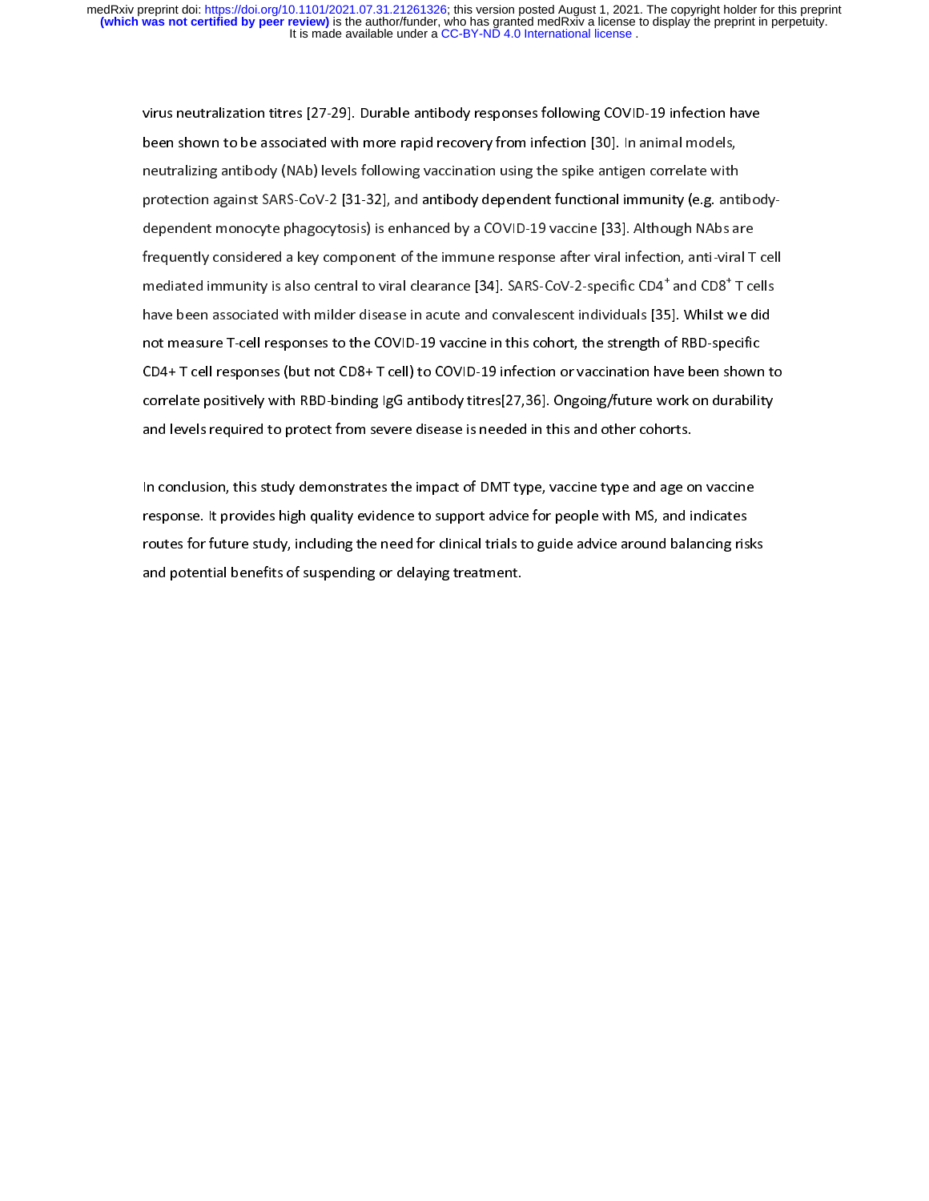virus neutralization titres [27-29]. Durable antibody responses following COVID-19 infection have been shown to be associated with more rapid recovery from infection [30]. In animal models, neutralizing antibody (NAb) levels following vaccination using the spike antigen correlate with protection against SARS-CoV-2 [31-32], and antibody dependent functional immunity (e.g. antibody-dependent monocyte phagocytosis) is enhanced by a COVID-19 vaccine [33]. Although NAbs are frequently considered a key component of the immune response after viral infection, anti-viral T cell mediated immunity is also central to viral clearance [34]. SARS-CoV-2-specific $CD4^+$ and $CD8^+$ T cells have been associated with milder disease in acute and convalescent individuals [35]. Whilst we did not measure T-cell responses to the COVID-19 vaccine in this cohort, the strength of RBD-specific CD4+ T cell responses (but not CD8+ T cell) to COVID-19 infection or vaccination have been shown to correlate positively with RBD-binding IgG antibody titres[27,36]. Ongoing/future work on durability and levels required to protect from severe disease is needed in this and other cohorts.

In conclusion, this study demonstrates the impact of DMT type, vaccine type and age on vaccine response. It provides high quality evidence to support advice for people with MS, and indicates routes for future study, including the need for clinical trials to guide advice around balancing risks and potential benefits of suspending or delaying treatment.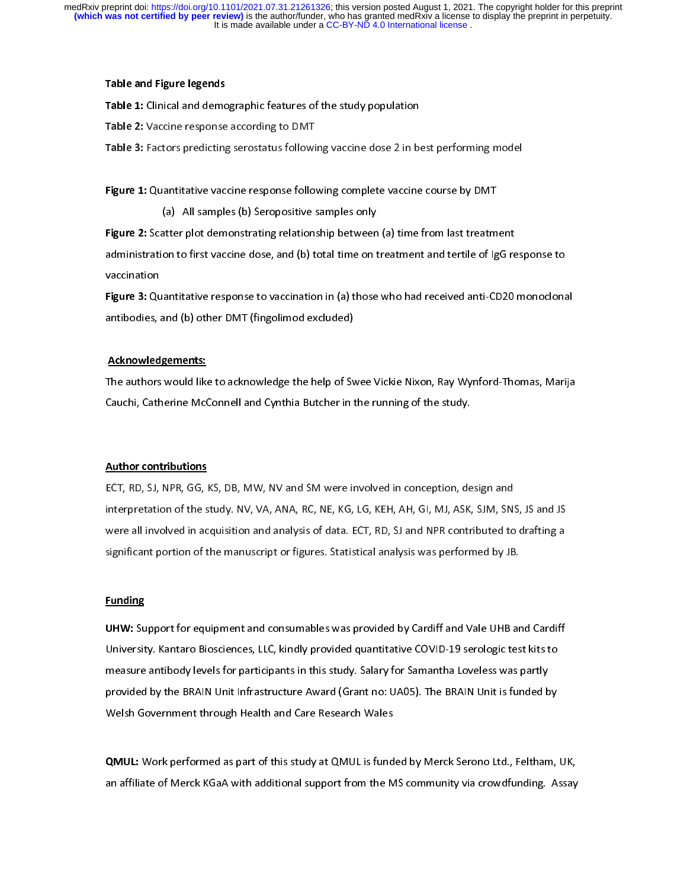**Table and Figure legends**

**Table 1:** Clinical and demographic features of the study population

**Table 2:** Vaccine response according to DMT

**Table 3:** Factors predicting serostatus following vaccine dose 2 in best performing model

**Figure 1:** Quantitative vaccine response following complete vaccine course by DMT

(a) All samples (b) Seropositive samples only

**Figure 2:** Scatter plot demonstrating relationship between (a) time from last treatment administration to first vaccine dose, and (b) total time on treatment and tertile of IgG response to vaccination

**Figure 3:** Quantitative response to vaccination in (a) those who had received anti-CD20 monoclonal antibodies, and (b) other DMT (fingolimod excluded)

**Acknowledgements:**

The authors would like to acknowledge the help of Swee Vickie Nixon, Ray Wynford-Thomas, Marija Cauchi, Catherine McConnell and Cynthia Butcher in the running of the study.

**Author contributions**

ECT, RD, SJ, NPR, GG, KS, DB, MW, NV and SM were involved in conception, design and interpretation of the study. NV, VA, ANA, RC, NE, KG, LG, KEH, AH, GI, MJ, ASK, SJM, SNS, JS and JS were all involved in acquisition and analysis of data. ECT, RD, SJ and NPR contributed to drafting a significant portion of the manuscript or figures. Statistical analysis was performed by JB.

**Funding**

**UHW:** Support for equipment and consumables was provided by Cardiff and Vale UHB and Cardiff University. Kantaro Biosciences, LLC, kindly provided quantitative COVID-19 serologic test kits to measure antibody levels for participants in this study. Salary for Samantha Loveless was partly provided by the BRAIN Unit Infrastructure Award (Grant no: UA05). The BRAIN Unit is funded by Welsh Government through Health and Care Research Wales

**QMUL:** Work performed as part of this study at QMUL is funded by Merck Serono Ltd., Feltham, UK, an affiliate of Merck KGaA with additional support from the MS community via crowdfunding. Assay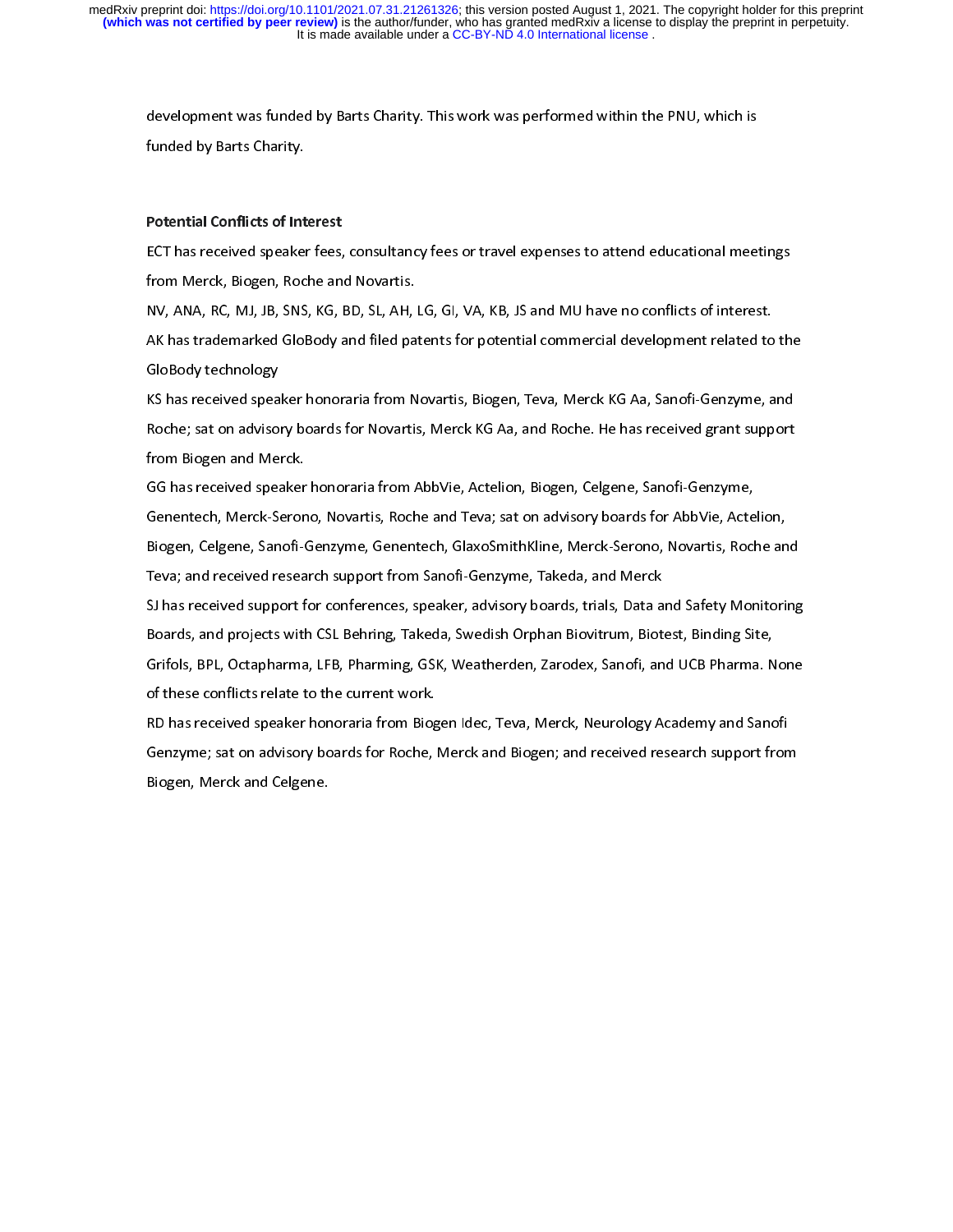development was funded by Barts Charity. This work was performed within the PNU, which is funded by Barts Charity.

**Potential Conflicts of Interest**

ECT has received speaker fees, consultancy fees or travel expenses to attend educational meetings from Merck, Biogen, Roche and Novartis.

NV, ANA, RC, MJ, JB, SNS, KG, BD, SL, AH, LG, GI, VA, KB, JS and MU have no conflicts of interest.

AK has trademarked GloBody and filed patents for potential commercial development related to the GloBody technology

KS has received speaker honoraria from Novartis, Biogen, Teva, Merck KG Aa, Sanofi-Genzyme, and Roche; sat on advisory boards for Novartis, Merck KG Aa, and Roche. He has received grant support from Biogen and Merck.

GG has received speaker honoraria from AbbVie, Actelion, Biogen, Celgene, Sanofi-Genzyme, Genentech, Merck-Serono, Novartis, Roche and Teva; sat on advisory boards for AbbVie, Actelion, Biogen, Celgene, Sanofi-Genzyme, Genentech, GlaxoSmithKline, Merck-Serono, Novartis, Roche and Teva; and received research support from Sanofi-Genzyme, Takeda, and Merck

SJ has received support for conferences, speaker, advisory boards, trials, Data and Safety Monitoring Boards, and projects with CSL Behring, Takeda, Swedish Orphan Biovitrum, Biotest, Binding Site, Grifols, BPL, Octapharma, LFB, Pharming, GSK, Weatherden, Zarodex, Sanofi, and UCB Pharma. None of these conflicts relate to the current work.

RD has received speaker honoraria from Biogen Idec, Teva, Merck, Neurology Academy and Sanofi Genzyme; sat on advisory boards for Roche, Merck and Biogen; and received research support from Biogen, Merck and Celgene.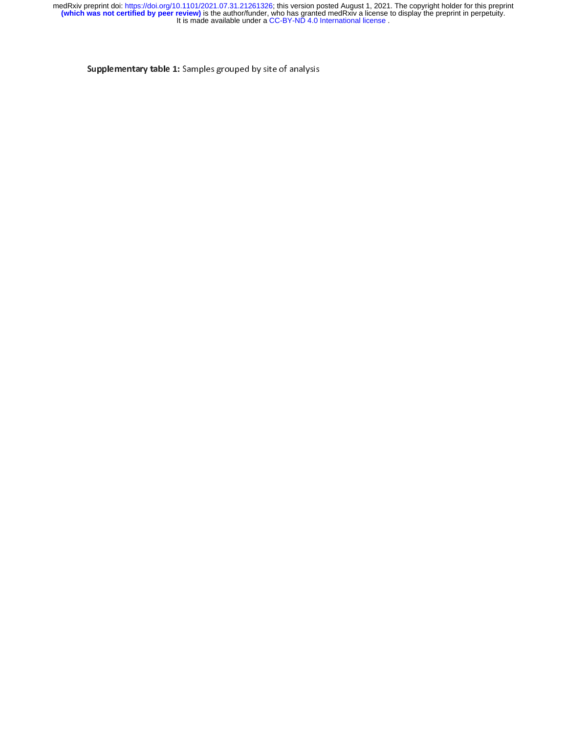**Supplementary table 1:** Samples grouped by site of analysis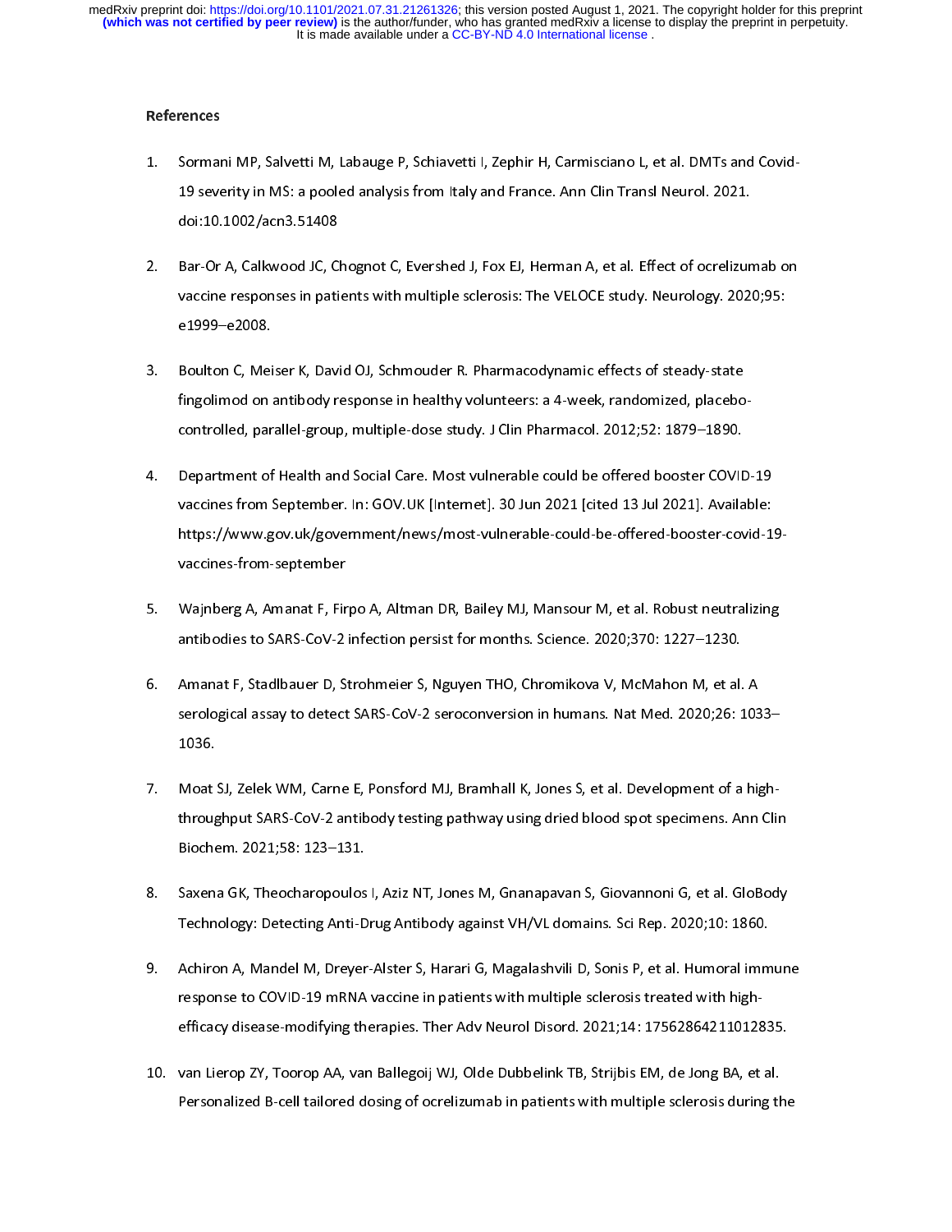## References

1. Sormani MP, Salvetti M, Labauge P, Schiavetti I, Zephir H, Carmisciano L, et al. DMTs and Covid-19 severity in MS: a pooled analysis from Italy and France. Ann Clin Transl Neurol. 2021. doi:10.1002/acn3.51408

2. Bar-Or A, Calkwood JC, Chognot C, Evershed J, Fox EJ, Herman A, et al. Effect of ocrelizumab on vaccine responses in patients with multiple sclerosis: The VELOCE study. Neurology. 2020;95: e1999–e2008.

3. Boulton C, Meiser K, David OJ, Schmouder R. Pharmacodynamic effects of steady-state fingolimod on antibody response in healthy volunteers: a 4-week, randomized, placebo-controlled, parallel-group, multiple-dose study. J Clin Pharmacol. 2012;52: 1879–1890.

4. Department of Health and Social Care. Most vulnerable could be offered booster COVID-19 vaccines from September. In: GOV.UK [Internet]. 30 Jun 2021 [cited 13 Jul 2021]. Available: https://www.gov.uk/government/news/most-vulnerable-could-be-offered-booster-covid-19-vaccines-from-september

5. Wajnberg A, Amanat F, Firpo A, Altman DR, Bailey MJ, Mansour M, et al. Robust neutralizing antibodies to SARS-CoV-2 infection persist for months. Science. 2020;370: 1227–1230.

6. Amanat F, Stadlbauer D, Strohmeier S, Nguyen THO, Chromikova V, McMahon M, et al. A serological assay to detect SARS-CoV-2 seroconversion in humans. Nat Med. 2020;26: 1033–1036.

7. Moat SJ, Zelek WM, Carne E, Ponsford MJ, Bramhall K, Jones S, et al. Development of a high-throughput SARS-CoV-2 antibody testing pathway using dried blood spot specimens. Ann Clin Biochem. 2021;58: 123–131.

8. Saxena GK, Theocharopoulos I, Aziz NT, Jones M, Gnanapavan S, Giovannoni G, et al. GloBody Technology: Detecting Anti-Drug Antibody against VH/VL domains. Sci Rep. 2020;10: 1860.

9. Achiron A, Mandel M, Dreyer-Alster S, Harari G, Magalashvili D, Sonis P, et al. Humoral immune response to COVID-19 mRNA vaccine in patients with multiple sclerosis treated with high-efficacy disease-modifying therapies. Ther Adv Neurol Disord. 2021;14: 17562864211012835.

10. van Lierop ZY, Toorop AA, van Ballegoij WJ, Olde Dubbelink TB, Strijbis EM, de Jong BA, et al. Personalized B-cell tailored dosing of ocrelizumab in patients with multiple sclerosis during the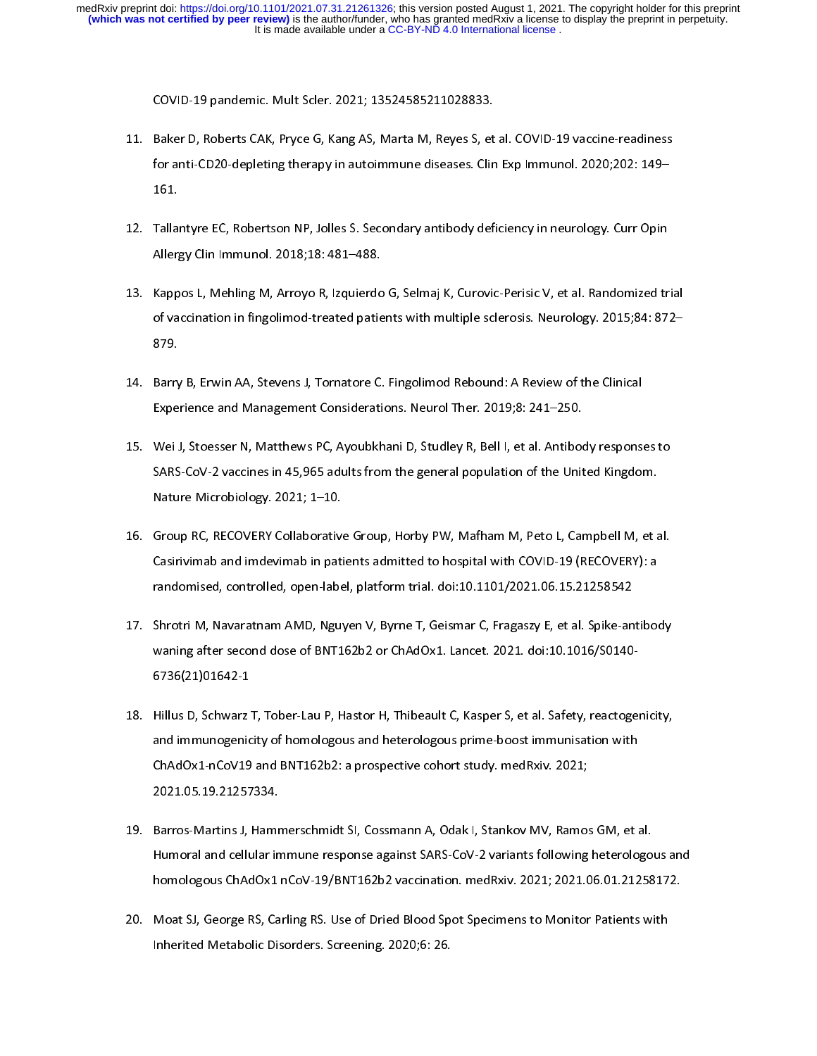COVID-19 pandemic. Mult Scler. 2021; 13524585211028833.

11. Baker D, Roberts CAK, Pryce G, Kang AS, Marta M, Reyes S, et al. COVID-19 vaccine-readiness for anti-CD20-depleting therapy in autoimmune diseases. Clin Exp Immunol. 2020;202: 149–161.

12. Tallantyre EC, Robertson NP, Jolles S. Secondary antibody deficiency in neurology. Curr Opin Allergy Clin Immunol. 2018;18: 481–488.

13. Kappos L, Mehling M, Arroyo R, Izquierdo G, Selmaj K, Curovic-Perisic V, et al. Randomized trial of vaccination in fingolimod-treated patients with multiple sclerosis. Neurology. 2015;84: 872–879.

14. Barry B, Erwin AA, Stevens J, Tornatore C. Fingolimod Rebound: A Review of the Clinical Experience and Management Considerations. Neurol Ther. 2019;8: 241–250.

15. Wei J, Stoesser N, Matthews PC, Ayoubkhani D, Studley R, Bell I, et al. Antibody responses to SARS-CoV-2 vaccines in 45,965 adults from the general population of the United Kingdom. Nature Microbiology. 2021; 1–10.

16. Group RC, RECOVERY Collaborative Group, Horby PW, Mafham M, Peto L, Campbell M, et al. Casirivimab and imdevimab in patients admitted to hospital with COVID-19 (RECOVERY): a randomised, controlled, open-label, platform trial. doi:10.1101/2021.06.15.21258542

17. Shrotri M, Navaratnam AMD, Nguyen V, Byrne T, Geismar C, Fragaszy E, et al. Spike-antibody waning after second dose of BNT162b2 or ChAdOx1. Lancet. 2021. doi:10.1016/S0140-6736(21)01642-1

18. Hillus D, Schwarz T, Tober-Lau P, Hastor H, Thibeault C, Kasper S, et al. Safety, reactogenicity, and immunogenicity of homologous and heterologous prime-boost immunisation with ChAdOx1-nCoV19 and BNT162b2: a prospective cohort study. medRxiv. 2021; 2021.05.19.21257334.

19. Barros-Martins J, Hammerschmidt SI, Cossmann A, Odak I, Stankov MV, Ramos GM, et al. Humoral and cellular immune response against SARS-CoV-2 variants following heterologous and homologous ChAdOx1 nCoV-19/BNT162b2 vaccination. medRxiv. 2021; 2021.06.01.21258172.

20. Moat SJ, George RS, Carling RS. Use of Dried Blood Spot Specimens to Monitor Patients with Inherited Metabolic Disorders. Screening. 2020;6: 26.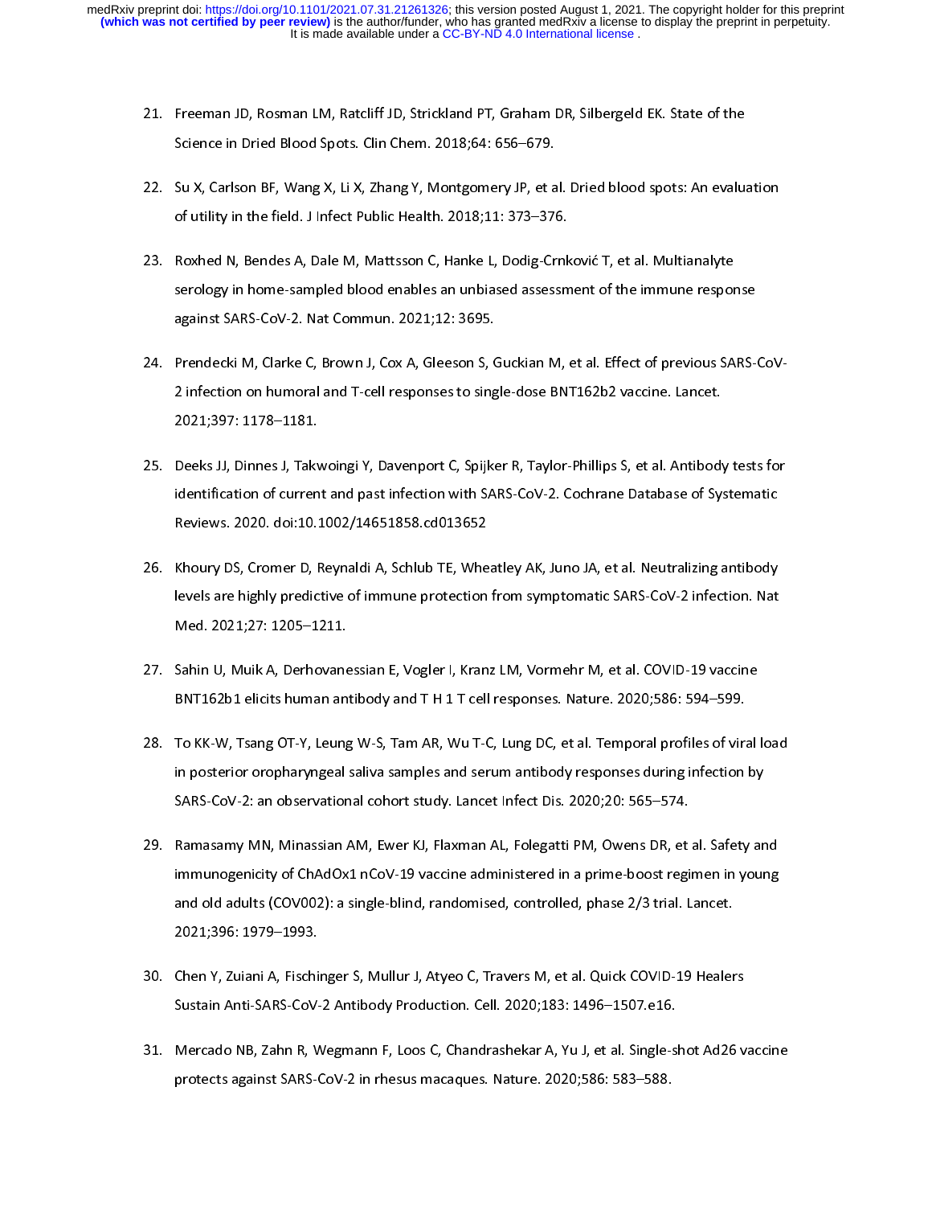21. Freeman JD, Rosman LM, Ratcliff JD, Strickland PT, Graham DR, Silbergeld EK. State of the Science in Dried Blood Spots. Clin Chem. 2018;64: 656–679.

22. Su X, Carlson BF, Wang X, Li X, Zhang Y, Montgomery JP, et al. Dried blood spots: An evaluation of utility in the field. J Infect Public Health. 2018;11: 373–376.

23. Roxhed N, Bendes A, Dale M, Mattsson C, Hanke L, Dodig-Crnković T, et al. Multianalyte serology in home-sampled blood enables an unbiased assessment of the immune response against SARS-CoV-2. Nat Commun. 2021;12: 3695.

24. Prendecki M, Clarke C, Brown J, Cox A, Gleeson S, Guckian M, et al. Effect of previous SARS-CoV-2 infection on humoral and T-cell responses to single-dose BNT162b2 vaccine. Lancet. 2021;397: 1178–1181.

25. Deeks JJ, Dinnes J, Takwoingi Y, Davenport C, Spijker R, Taylor-Phillips S, et al. Antibody tests for identification of current and past infection with SARS-CoV-2. Cochrane Database of Systematic Reviews. 2020. doi:10.1002/14651858.cd013652

26. Khoury DS, Cromer D, Reynaldi A, Schlub TE, Wheatley AK, Juno JA, et al. Neutralizing antibody levels are highly predictive of immune protection from symptomatic SARS-CoV-2 infection. Nat Med. 2021;27: 1205–1211.

27. Sahin U, Muik A, Derhovanessian E, Vogler I, Kranz LM, Vormehr M, et al. COVID-19 vaccine BNT162b1 elicits human antibody and T H 1 T cell responses. Nature. 2020;586: 594–599.

28. To KK-W, Tsang OT-Y, Leung W-S, Tam AR, Wu T-C, Lung DC, et al. Temporal profiles of viral load in posterior oropharyngeal saliva samples and serum antibody responses during infection by SARS-CoV-2: an observational cohort study. Lancet Infect Dis. 2020;20: 565–574.

29. Ramasamy MN, Minassian AM, Ewer KJ, Flaxman AL, Folegatti PM, Owens DR, et al. Safety and immunogenicity of ChAdOx1 nCoV-19 vaccine administered in a prime-boost regimen in young and old adults (COV002): a single-blind, randomised, controlled, phase 2/3 trial. Lancet. 2021;396: 1979–1993.

30. Chen Y, Zuiani A, Fischinger S, Mullur J, Atyeo C, Travers M, et al. Quick COVID-19 Healers Sustain Anti-SARS-CoV-2 Antibody Production. Cell. 2020;183: 1496–1507.e16.

31. Mercado NB, Zahn R, Wegmann F, Loos C, Chandrashekar A, Yu J, et al. Single-shot Ad26 vaccine protects against SARS-CoV-2 in rhesus macaques. Nature. 2020;586: 583–588.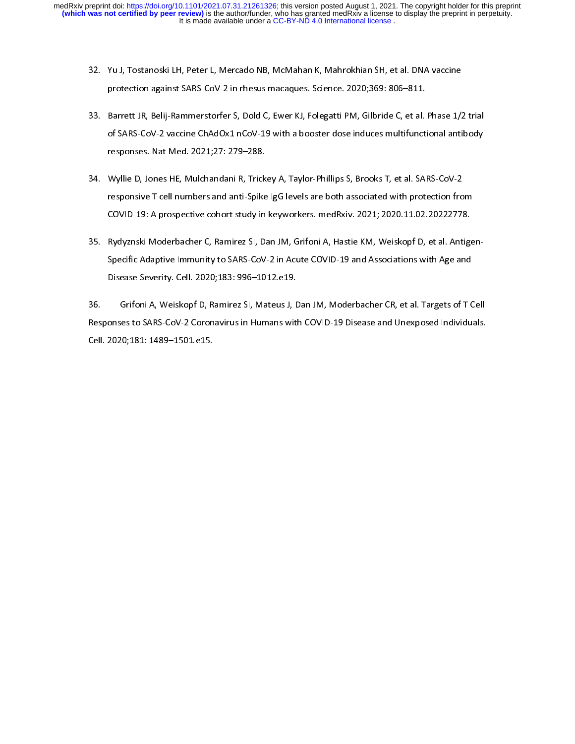32. Yu J, Tostanoski LH, Peter L, Mercado NB, McMahan K, Mahrokhian SH, et al. DNA vaccine protection against SARS-CoV-2 in rhesus macaques. Science. 2020;369: 806–811.

33. Barrett JR, Belij-Rammerstorfer S, Dold C, Ewer KJ, Folegatti PM, Gilbride C, et al. Phase 1/2 trial of SARS-CoV-2 vaccine ChAdOx1 nCoV-19 with a booster dose induces multifunctional antibody responses. Nat Med. 2021;27: 279–288.

34. Wyllie D, Jones HE, Mulchandani R, Trickey A, Taylor-Phillips S, Brooks T, et al. SARS-CoV-2 responsive T cell numbers and anti-Spike IgG levels are both associated with protection from COVID-19: A prospective cohort study in keyworkers. medRxiv. 2021; 2020.11.02.20222778.

35. Rydyznski Moderbacher C, Ramirez SI, Dan JM, Grifoni A, Hastie KM, Weiskopf D, et al. Antigen-Specific Adaptive Immunity to SARS-CoV-2 in Acute COVID-19 and Associations with Age and Disease Severity. Cell. 2020;183: 996–1012.e19.

36. Grifoni A, Weiskopf D, Ramirez SI, Mateus J, Dan JM, Moderbacher CR, et al. Targets of T Cell Responses to SARS-CoV-2 Coronavirus in Humans with COVID-19 Disease and Unexposed Individuals. Cell. 2020;181: 1489–1501.e15.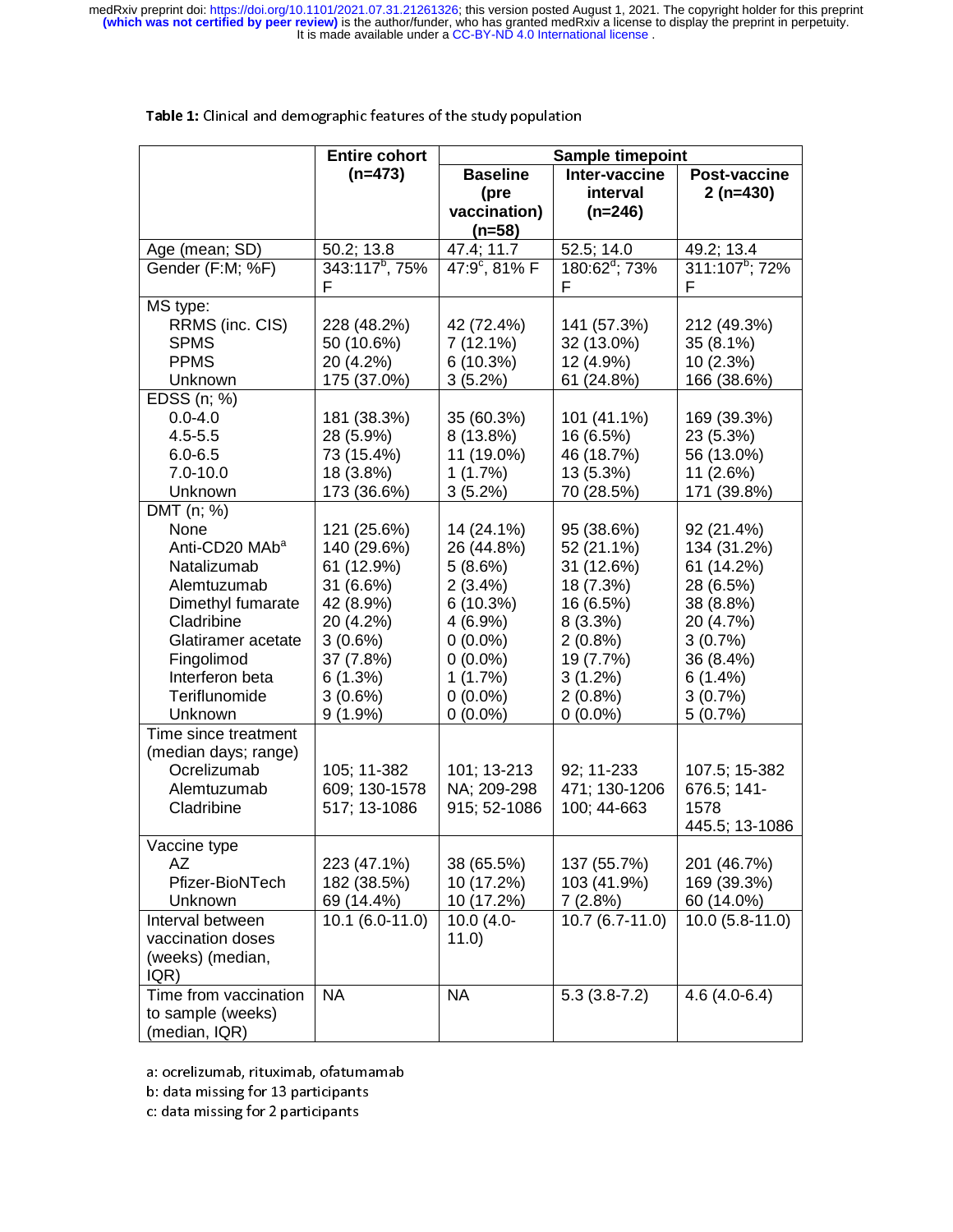**Table 1:** Clinical and demographic features of the study population

| | Entire cohort (n=473) | Sample timepoint | | |
|---|---|---|---|---|
| | | Baseline (pre vaccination) (n=58) | Inter-vaccine interval (n=246) | Post-vaccine 2 (n=430) |
| Age (mean; SD) | 50.2; 13.8 | 47.4; 11.7 | 52.5; 14.0 | 49.2; 13.4 |
| Gender (F:M; %F) | 343:117[b], 75% F | 47:9[c], 81% F | 180:62[d]; 73% F | 311:107[b]; 72% F |
| MS type: | | | | |
| RRMS (inc. CIS) | 228 (48.2%) | 42 (72.4%) | 141 (57.3%) | 212 (49.3%) |
| SPMS | 50 (10.6%) | 7 (12.1%) | 32 (13.0%) | 35 (8.1%) |
| PPMS | 20 (4.2%) | 6 (10.3%) | 12 (4.9%) | 10 (2.3%) |
| Unknown | 175 (37.0%) | 3 (5.2%) | 61 (24.8%) | 166 (38.6%) |
| EDSS (n; %) | | | | |
| 0.0-4.0 | 181 (38.3%) | 35 (60.3%) | 101 (41.1%) | 169 (39.3%) |
| 4.5-5.5 | 28 (5.9%) | 8 (13.8%) | 16 (6.5%) | 23 (5.3%) |
| 6.0-6.5 | 73 (15.4%) | 11 (19.0%) | 46 (18.7%) | 56 (13.0%) |
| 7.0-10.0 | 18 (3.8%) | 1 (1.7%) | 13 (5.3%) | 11 (2.6%) |
| Unknown | 173 (36.6%) | 3 (5.2%) | 70 (28.5%) | 171 (39.8%) |
| DMT (n; %) | | | | |
| None | 121 (25.6%) | 14 (24.1%) | 95 (38.6%) | 92 (21.4%) |
| Anti-CD20 MAb[a] | 140 (29.6%) | 26 (44.8%) | 52 (21.1%) | 134 (31.2%) |
| Natalizumab | 61 (12.9%) | 5 (8.6%) | 31 (12.6%) | 61 (14.2%) |
| Alemtuzumab | 31 (6.6%) | 2 (3.4%) | 18 (7.3%) | 28 (6.5%) |
| Dimethyl fumarate | 42 (8.9%) | 6 (10.3%) | 16 (6.5%) | 38 (8.8%) |
| Cladribine | 20 (4.2%) | 4 (6.9%) | 8 (3.3%) | 20 (4.7%) |
| Glatiramer acetate | 3 (0.6%) | 0 (0.0%) | 2 (0.8%) | 3 (0.7%) |
| Fingolimod | 37 (7.8%) | 0 (0.0%) | 19 (7.7%) | 36 (8.4%) |
| Interferon beta | 6 (1.3%) | 1 (1.7%) | 3 (1.2%) | 6 (1.4%) |
| Teriflunomide | 3 (0.6%) | 0 (0.0%) | 2 (0.8%) | 3 (0.7%) |
| Unknown | 9 (1.9%) | 0 (0.0%) | 0 (0.0%) | 5 (0.7%) |
| Time since treatment (median days; range) | | | | |
| Ocrelizumab | 105; 11-382 | 101; 13-213 | 92; 11-233 | 107.5; 15-382 |
| Alemtuzumab | 609; 130-1578 | NA; 209-298 | 471; 130-1206 | 676.5; 141-1578 |
| Cladribine | 517; 13-1086 | 915; 52-1086 | 100; 44-663 | 445.5; 13-1086 |
| Vaccine type | | | | |
| AZ | 223 (47.1%) | 38 (65.5%) | 137 (55.7%) | 201 (46.7%) |
| Pfizer-BioNTech | 182 (38.5%) | 10 (17.2%) | 103 (41.9%) | 169 (39.3%) |
| Unknown | 69 (14.4%) | 10 (17.2%) | 7 (2.8%) | 60 (14.0%) |
| Interval between vaccination doses (weeks) (median, IQR) | 10.1 (6.0-11.0) | 10.0 (4.0-11.0) | 10.7 (6.7-11.0) | 10.0 (5.8-11.0) |
| Time from vaccination to sample (weeks) (median, IQR) | NA | NA | 5.3 (3.8-7.2) | 4.6 (4.0-6.4) |

a: ocrelizumab, rituximab, ofatumamab
b: data missing for 13 participants
c: data missing for 2 participants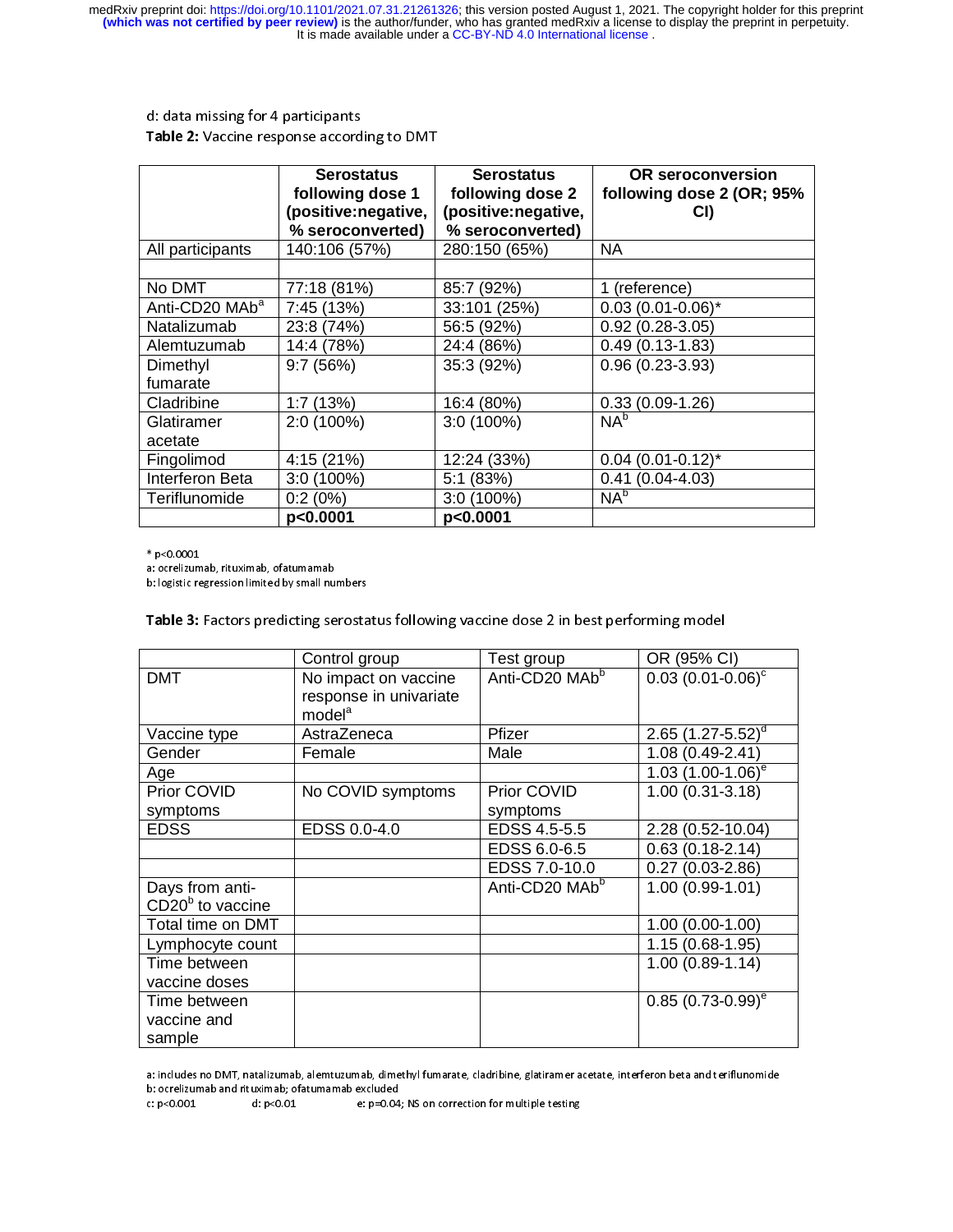d: data missing for 4 participants

**Table 2:** Vaccine response according to DMT

| | Serostatus following dose 1 (positive:negative, % seroconverted) | Serostatus following dose 2 (positive:negative, % seroconverted) | OR seroconversion following dose 2 (OR; 95% CI) |
|---|---|---|---|
| All participants | 140:106 (57%) | 280:150 (65%) | NA |
| | | | |
| No DMT | 77:18 (81%) | 85:7 (92%) | 1 (reference) |
| Anti-CD20 MAb[a] | 7:45 (13%) | 33:101 (25%) | 0.03 (0.01-0.06)* |
| Natalizumab | 23:8 (74%) | 56:5 (92%) | 0.92 (0.28-3.05) |
| Alemtuzumab | 14:4 (78%) | 24:4 (86%) | 0.49 (0.13-1.83) |
| Dimethyl fumarate | 9:7 (56%) | 35:3 (92%) | 0.96 (0.23-3.93) |
| Cladribine | 1:7 (13%) | 16:4 (80%) | 0.33 (0.09-1.26) |
| Glatiramer acetate | 2:0 (100%) | 3:0 (100%) | NA[b] |
| Fingolimod | 4:15 (21%) | 12:24 (33%) | 0.04 (0.01-0.12)* |
| Interferon Beta | 3:0 (100%) | 5:1 (83%) | 0.41 (0.04-4.03) |
| Teriflunomide | 0:2 (0%) | 3:0 (100%) | NA[b] |
| | **p<0.0001** | **p<0.0001** | |

\* p<0.0001

a: ocrelizumab, rituximab, ofatumamab

b: logistic regression limited by small numbers

**Table 3:** Factors predicting serostatus following vaccine dose 2 in best performing model

| | Control group | Test group | OR (95% CI) |
|---|---|---|---|
| DMT | No impact on vaccine response in univariate model[a] | Anti-CD20 MAb[b] | 0.03 (0.01-0.06)[c] |
| Vaccine type | AstraZeneca | Pfizer | 2.65 (1.27-5.52)[d] |
| Gender | Female | Male | 1.08 (0.49-2.41) |
| Age | | | 1.03 (1.00-1.06)[e] |
| Prior COVID symptoms | No COVID symptoms | Prior COVID symptoms | 1.00 (0.31-3.18) |
| EDSS | EDSS 0.0-4.0 | EDSS 4.5-5.5 | 2.28 (0.52-10.04) |
| | | EDSS 6.0-6.5 | 0.63 (0.18-2.14) |
| | | EDSS 7.0-10.0 | 0.27 (0.03-2.86) |
| Days from anti-CD20[b] to vaccine | | Anti-CD20 MAb[b] | 1.00 (0.99-1.01) |
| Total time on DMT | | | 1.00 (0.00-1.00) |
| Lymphocyte count | | | 1.15 (0.68-1.95) |
| Time between vaccine doses | | | 1.00 (0.89-1.14) |
| Time between vaccine and sample | | | 0.85 (0.73-0.99)[e] |

a: includes no DMT, natalizumab, alemtuzumab, dimethyl fumarate, cladribine, glatiramer acetate, interferon beta and teriflunomide

b: ocrelizumab and rituximab; ofatumamab excluded

c: p<0.001 d: p<0.01 e: p=0.04; NS on correction for multiple testing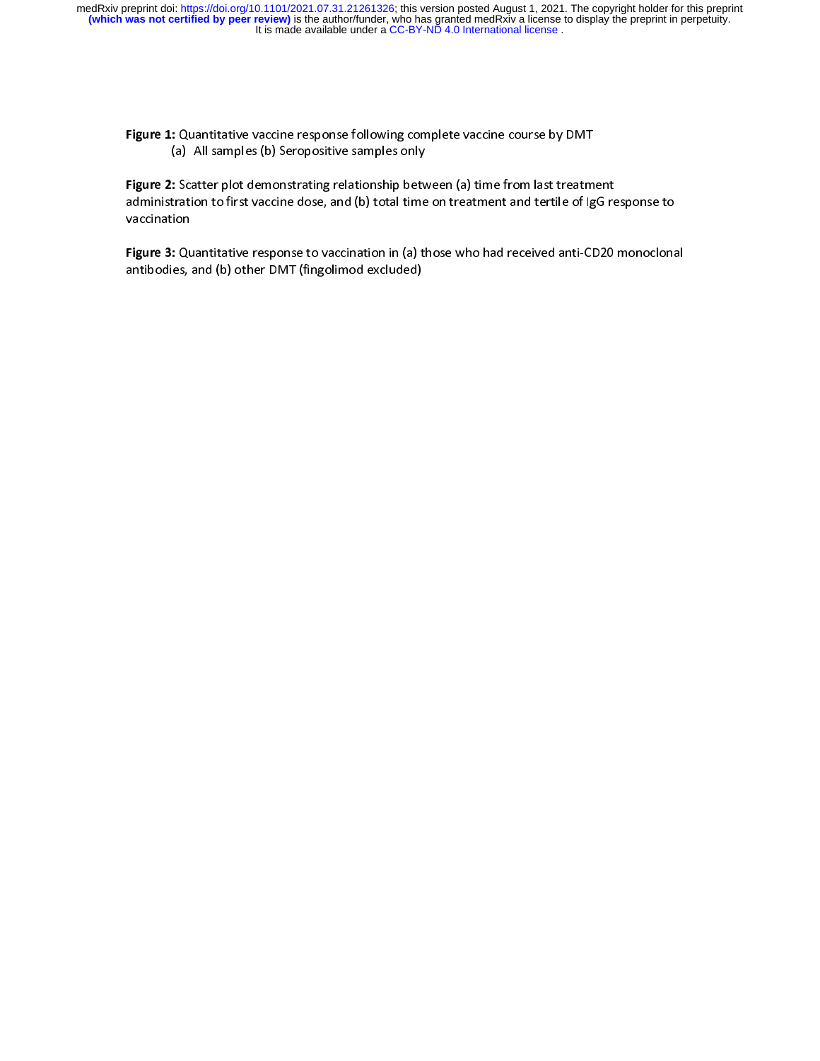**Figure 1:** Quantitative vaccine response following complete vaccine course by DMT
(a) All samples (b) Seropositive samples only

**Figure 2:** Scatter plot demonstrating relationship between (a) time from last treatment administration to first vaccine dose, and (b) total time on treatment and tertile of IgG response to vaccination

**Figure 3:** Quantitative response to vaccination in (a) those who had received anti-CD20 monoclonal antibodies, and (b) other DMT (fingolimod excluded)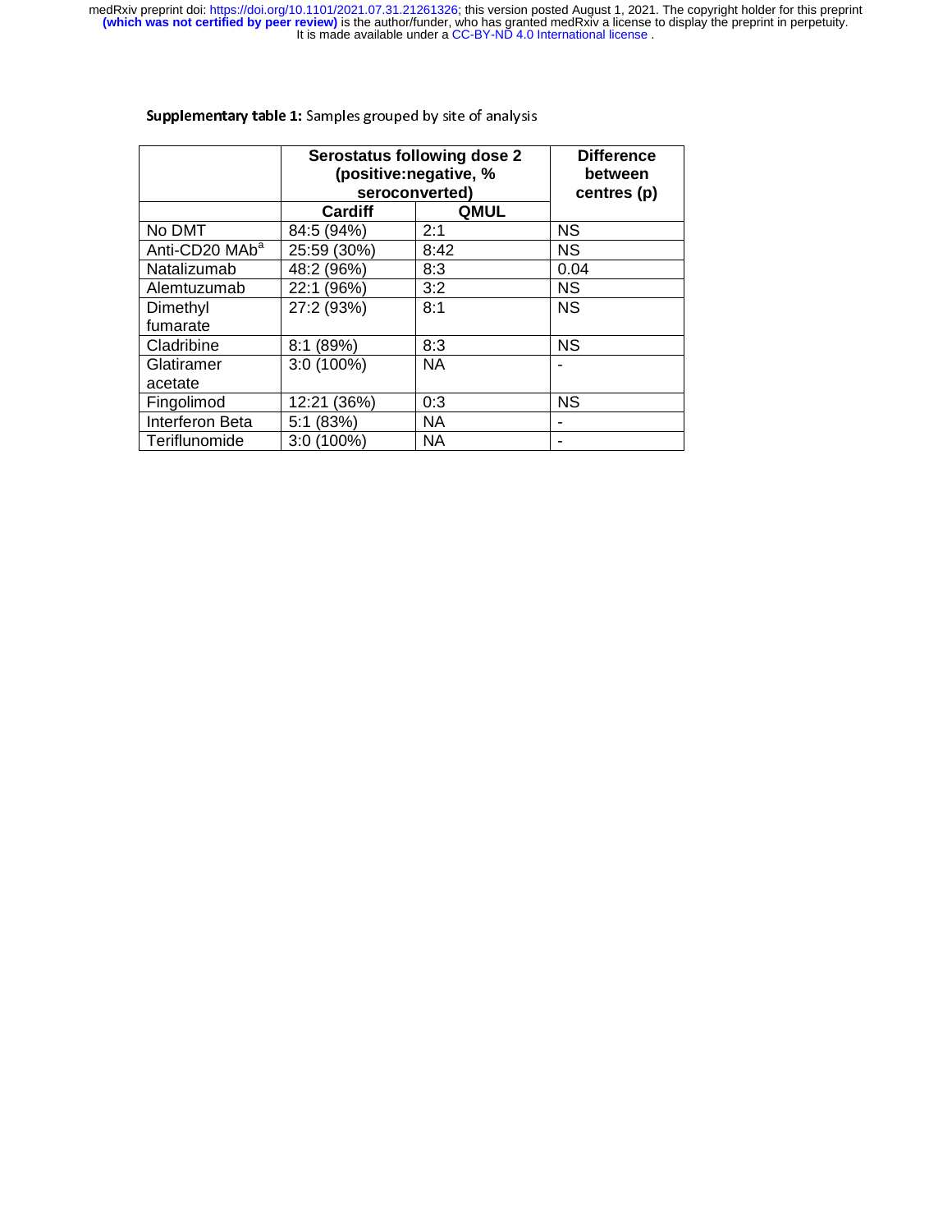**Supplementary table 1:** Samples grouped by site of analysis

| | Serostatus following dose 2 (positive:negative, % seroconverted) | | Difference between centres (p) |
|---|---|---|---|
| | Cardiff | QMUL | |
| No DMT | 84:5 (94%) | 2:1 | NS |
| Anti-CD20 MAb[a] | 25:59 (30%) | 8:42 | NS |
| Natalizumab | 48:2 (96%) | 8:3 | 0.04 |
| Alemtuzumab | 22:1 (96%) | 3:2 | NS |
| Dimethyl fumarate | 27:2 (93%) | 8:1 | NS |
| Cladribine | 8:1 (89%) | 8:3 | NS |
| Glatiramer acetate | 3:0 (100%) | NA | - |
| Fingolimod | 12:21 (36%) | 0:3 | NS |
| Interferon Beta | 5:1 (83%) | NA | - |
| Teriflunomide | 3:0 (100%) | NA | - |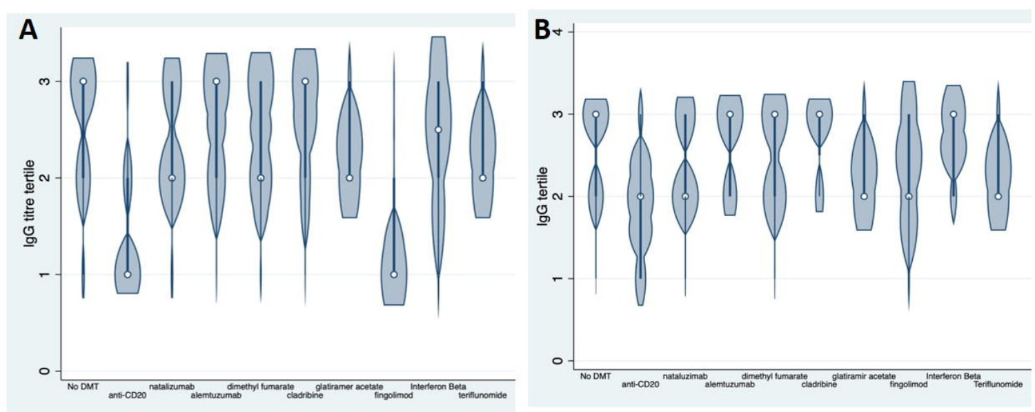A

IgG titre tertile

0 1 2 3

No DMT | anti-CD20 | natalizumab | alemtuzumab | dimethyl fumarate | cladribine | glatiramer acetate | fingolimod | Interferon Beta | teriflunomide

B

IgG tertile

0 1 2 3 4

No DMT | anti-CD20 | nataluzimab | alemtuzumab | dimethyl fumarate | cladribine | glatiramir acetate | fingolimod | Interferon Beta | Teriflunomide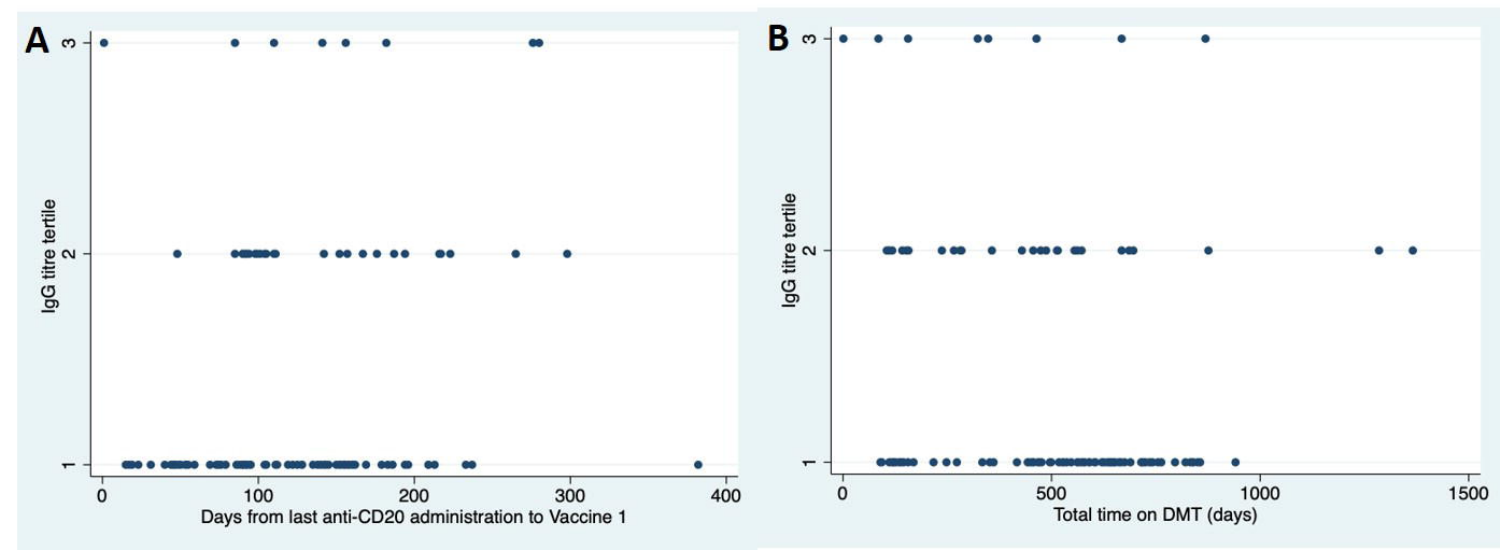**A**

IgG titre tertile

Days from last anti-CD20 administration to Vaccine 1

**B**

IgG titre tertile

Total time on DMT (days)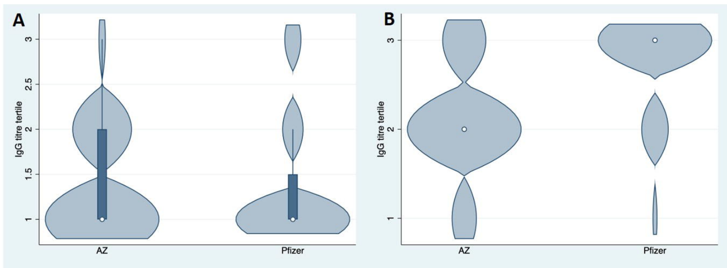A

B

IgG titre tertile

3

2.5

2

1.5

1

AZ

Pfizer

IgG titre tertile

3

2

1

AZ

Pfizer